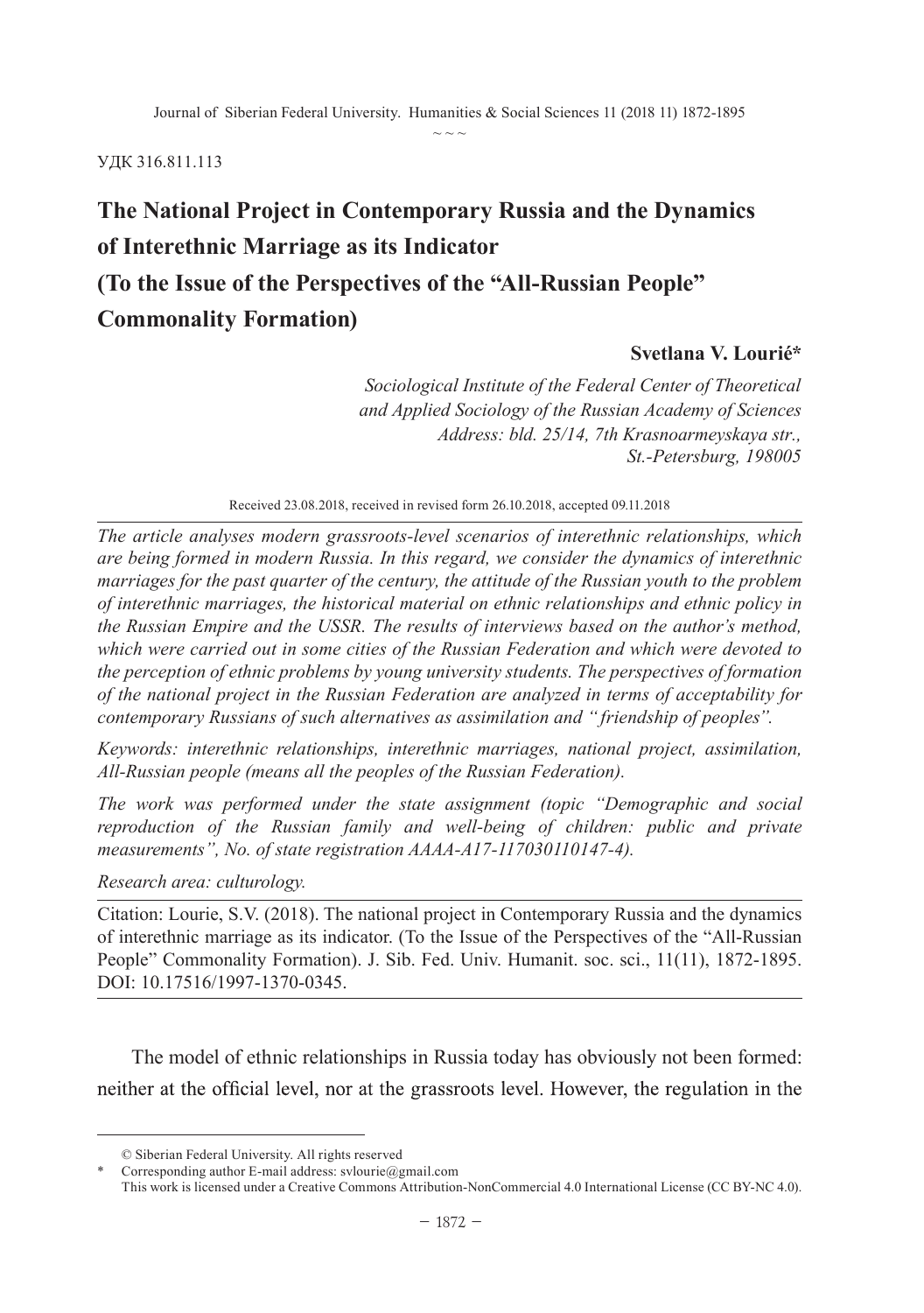УДК 316.811.113

# The National Project in Contemporary Russia and the Dynamics of Interethnic Marriage as its Indicator (To the Issue of the Perspectives of the "All-Russian People" Commonality Formation)

**Svetlana V. Lourié***

*Sociological Institute of the Federal Center of Theoretical and Applied Sociology of the Russian Academy of Sciences*
*Address: bld. 25/14, 7th Krasnoarmeyskaya str., St.-Petersburg, 198005*

Received 23.08.2018, received in revised form 26.10.2018, accepted 09.11.2018

*The article analyses modern grassroots-level scenarios of interethnic relationships, which are being formed in modern Russia. In this regard, we consider the dynamics of interethnic marriages for the past quarter of the century, the attitude of the Russian youth to the problem of interethnic marriages, the historical material on ethnic relationships and ethnic policy in the Russian Empire and the USSR. The results of interviews based on the author's method, which were carried out in some cities of the Russian Federation and which were devoted to the perception of ethnic problems by young university students. The perspectives of formation of the national project in the Russian Federation are analyzed in terms of acceptability for contemporary Russians of such alternatives as assimilation and "friendship of peoples".*

*Keywords: interethnic relationships, interethnic marriages, national project, assimilation, All-Russian people (means all the peoples of the Russian Federation).*

*The work was performed under the state assignment (topic "Demographic and social reproduction of the Russian family and well-being of children: public and private measurements", No. of state registration AAAA-A17-117030110147-4).*

*Research area: culturology.*

Citation: Lourie, S.V. (2018). The national project in Contemporary Russia and the dynamics of interethnic marriage as its indicator. (To the Issue of the Perspectives of the "All-Russian People" Commonality Formation). J. Sib. Fed. Univ. Humanit. soc. sci., 11(11), 1872-1895. DOI: 10.17516/1997-1370-0345.

The model of ethnic relationships in Russia today has obviously not been formed: neither at the official level, nor at the grassroots level. However, the regulation in the

---

© Siberian Federal University. All rights reserved

\* Corresponding author E-mail address: svlourie@gmail.com

This work is licensed under a Creative Commons Attribution-NonCommercial 4.0 International License (CC BY-NC 4.0).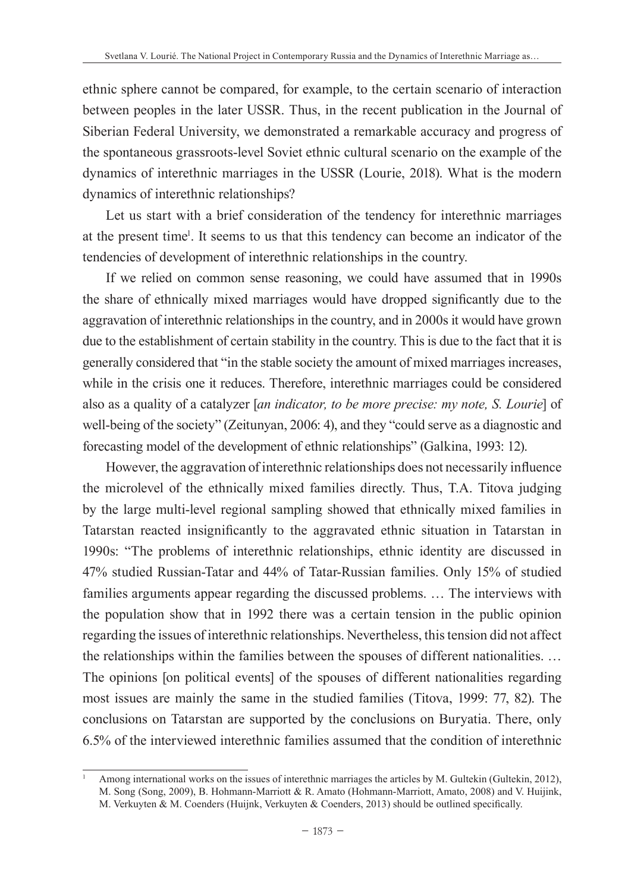ethnic sphere cannot be compared, for example, to the certain scenario of interaction between peoples in the later USSR. Thus, in the recent publication in the Journal of Siberian Federal University, we demonstrated a remarkable accuracy and progress of the spontaneous grassroots-level Soviet ethnic cultural scenario on the example of the dynamics of interethnic marriages in the USSR (Lourie, 2018). What is the modern dynamics of interethnic relationships?

Let us start with a brief consideration of the tendency for interethnic marriages at the present time[1]. It seems to us that this tendency can become an indicator of the tendencies of development of interethnic relationships in the country.

If we relied on common sense reasoning, we could have assumed that in 1990s the share of ethnically mixed marriages would have dropped significantly due to the aggravation of interethnic relationships in the country, and in 2000s it would have grown due to the establishment of certain stability in the country. This is due to the fact that it is generally considered that "in the stable society the amount of mixed marriages increases, while in the crisis one it reduces. Therefore, interethnic marriages could be considered also as a quality of a catalyzer [*an indicator, to be more precise: my note, S. Lourie*] of well-being of the society" (Zeitunyan, 2006: 4), and they "could serve as a diagnostic and forecasting model of the development of ethnic relationships" (Galkina, 1993: 12).

However, the aggravation of interethnic relationships does not necessarily influence the microlevel of the ethnically mixed families directly. Thus, T.A. Titova judging by the large multi-level regional sampling showed that ethnically mixed families in Tatarstan reacted insignificantly to the aggravated ethnic situation in Tatarstan in 1990s: "The problems of interethnic relationships, ethnic identity are discussed in 47% studied Russian-Tatar and 44% of Tatar-Russian families. Only 15% of studied families arguments appear regarding the discussed problems. … The interviews with the population show that in 1992 there was a certain tension in the public opinion regarding the issues of interethnic relationships. Nevertheless, this tension did not affect the relationships within the families between the spouses of different nationalities. … The opinions [on political events] of the spouses of different nationalities regarding most issues are mainly the same in the studied families (Titova, 1999: 77, 82). The conclusions on Tatarstan are supported by the conclusions on Buryatia. There, only 6.5% of the interviewed interethnic families assumed that the condition of interethnic

[1] Among international works on the issues of interethnic marriages the articles by M. Gultekin (Gultekin, 2012), M. Song (Song, 2009), B. Hohmann-Marriott & R. Amato (Hohmann-Marriott, Amato, 2008) and V. Huijink, M. Verkuyten & M. Coenders (Huijnk, Verkuyten & Coenders, 2013) should be outlined specifically.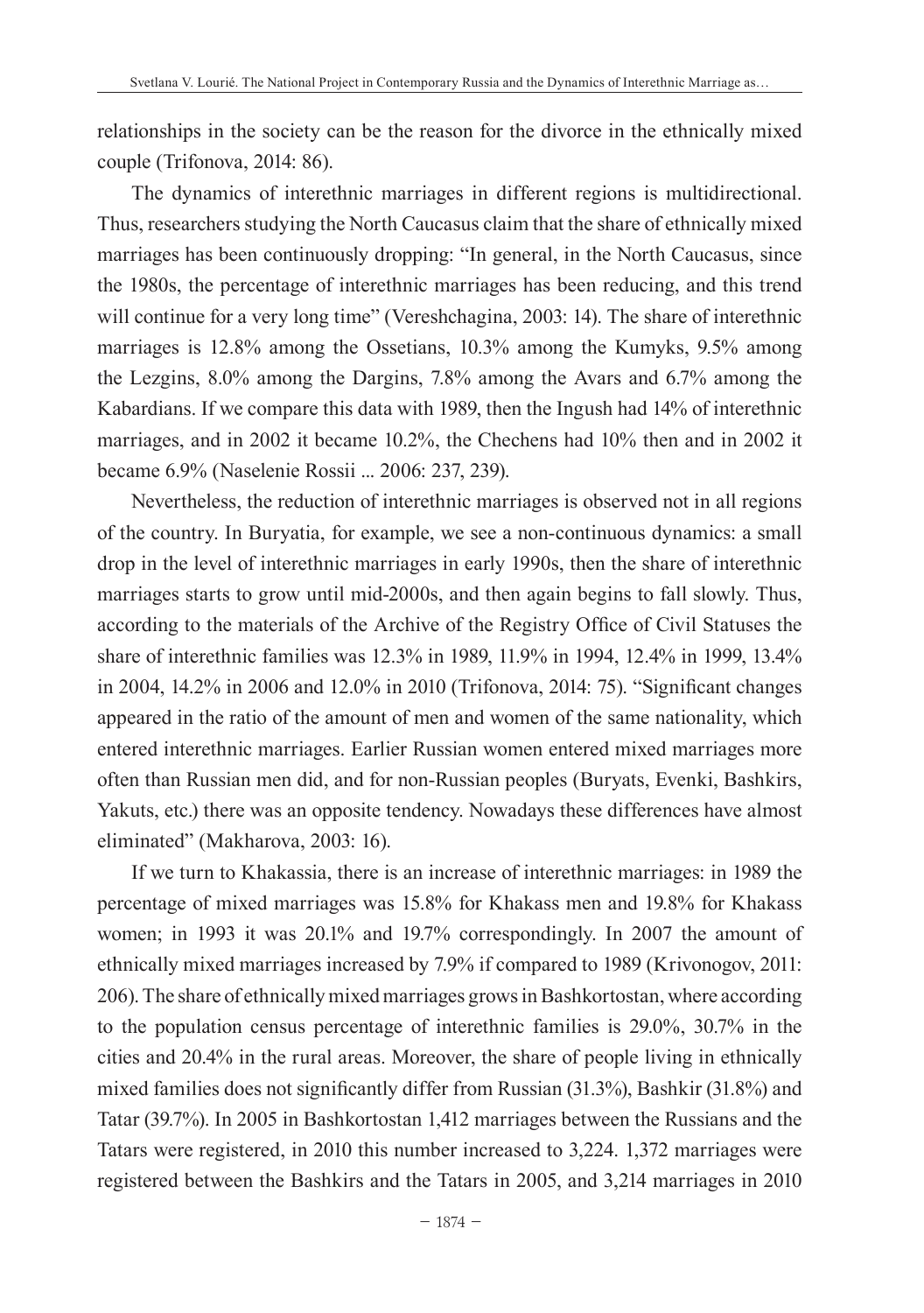relationships in the society can be the reason for the divorce in the ethnically mixed couple (Trifonova, 2014: 86).

The dynamics of interethnic marriages in different regions is multidirectional. Thus, researchers studying the North Caucasus claim that the share of ethnically mixed marriages has been continuously dropping: "In general, in the North Caucasus, since the 1980s, the percentage of interethnic marriages has been reducing, and this trend will continue for a very long time" (Vereshchagina, 2003: 14). The share of interethnic marriages is 12.8% among the Ossetians, 10.3% among the Kumyks, 9.5% among the Lezgins, 8.0% among the Dargins, 7.8% among the Avars and 6.7% among the Kabardians. If we compare this data with 1989, then the Ingush had 14% of interethnic marriages, and in 2002 it became 10.2%, the Chechens had 10% then and in 2002 it became 6.9% (Naselenie Rossii ... 2006: 237, 239).

Nevertheless, the reduction of interethnic marriages is observed not in all regions of the country. In Buryatia, for example, we see a non-continuous dynamics: a small drop in the level of interethnic marriages in early 1990s, then the share of interethnic marriages starts to grow until mid-2000s, and then again begins to fall slowly. Thus, according to the materials of the Archive of the Registry Office of Civil Statuses the share of interethnic families was 12.3% in 1989, 11.9% in 1994, 12.4% in 1999, 13.4% in 2004, 14.2% in 2006 and 12.0% in 2010 (Trifonova, 2014: 75). "Significant changes appeared in the ratio of the amount of men and women of the same nationality, which entered interethnic marriages. Earlier Russian women entered mixed marriages more often than Russian men did, and for non-Russian peoples (Buryats, Evenki, Bashkirs, Yakuts, etc.) there was an opposite tendency. Nowadays these differences have almost eliminated" (Makharova, 2003: 16).

If we turn to Khakassia, there is an increase of interethnic marriages: in 1989 the percentage of mixed marriages was 15.8% for Khakass men and 19.8% for Khakass women; in 1993 it was 20.1% and 19.7% correspondingly. In 2007 the amount of ethnically mixed marriages increased by 7.9% if compared to 1989 (Krivonogov, 2011: 206). The share of ethnically mixed marriages grows in Bashkortostan, where according to the population census percentage of interethnic families is 29.0%, 30.7% in the cities and 20.4% in the rural areas. Moreover, the share of people living in ethnically mixed families does not significantly differ from Russian (31.3%), Bashkir (31.8%) and Tatar (39.7%). In 2005 in Bashkortostan 1,412 marriages between the Russians and the Tatars were registered, in 2010 this number increased to 3,224. 1,372 marriages were registered between the Bashkirs and the Tatars in 2005, and 3,214 marriages in 2010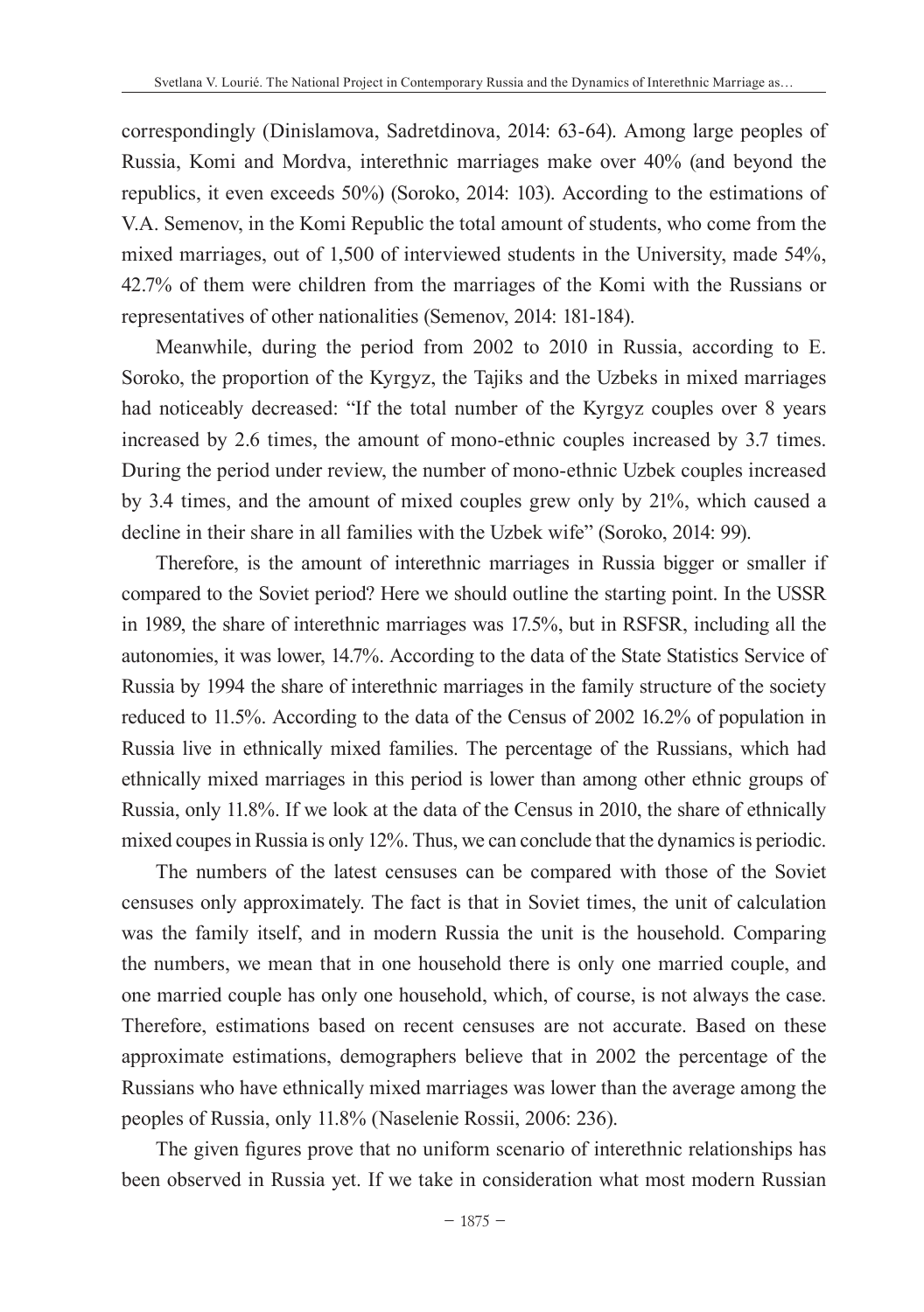correspondingly (Dinislamova, Sadretdinova, 2014: 63-64). Among large peoples of Russia, Komi and Mordva, interethnic marriages make over 40% (and beyond the republics, it even exceeds 50%) (Soroko, 2014: 103). According to the estimations of V.A. Semenov, in the Komi Republic the total amount of students, who come from the mixed marriages, out of 1,500 of interviewed students in the University, made 54%, 42.7% of them were children from the marriages of the Komi with the Russians or representatives of other nationalities (Semenov, 2014: 181-184).

Meanwhile, during the period from 2002 to 2010 in Russia, according to E. Soroko, the proportion of the Kyrgyz, the Tajiks and the Uzbeks in mixed marriages had noticeably decreased: "If the total number of the Kyrgyz couples over 8 years increased by 2.6 times, the amount of mono-ethnic couples increased by 3.7 times. During the period under review, the number of mono-ethnic Uzbek couples increased by 3.4 times, and the amount of mixed couples grew only by 21%, which caused a decline in their share in all families with the Uzbek wife" (Soroko, 2014: 99).

Therefore, is the amount of interethnic marriages in Russia bigger or smaller if compared to the Soviet period? Here we should outline the starting point. In the USSR in 1989, the share of interethnic marriages was 17.5%, but in RSFSR, including all the autonomies, it was lower, 14.7%. According to the data of the State Statistics Service of Russia by 1994 the share of interethnic marriages in the family structure of the society reduced to 11.5%. According to the data of the Census of 2002 16.2% of population in Russia live in ethnically mixed families. The percentage of the Russians, which had ethnically mixed marriages in this period is lower than among other ethnic groups of Russia, only 11.8%. If we look at the data of the Census in 2010, the share of ethnically mixed coupes in Russia is only 12%. Thus, we can conclude that the dynamics is periodic.

The numbers of the latest censuses can be compared with those of the Soviet censuses only approximately. The fact is that in Soviet times, the unit of calculation was the family itself, and in modern Russia the unit is the household. Comparing the numbers, we mean that in one household there is only one married couple, and one married couple has only one household, which, of course, is not always the case. Therefore, estimations based on recent censuses are not accurate. Based on these approximate estimations, demographers believe that in 2002 the percentage of the Russians who have ethnically mixed marriages was lower than the average among the peoples of Russia, only 11.8% (Naselenie Rossii, 2006: 236).

The given figures prove that no uniform scenario of interethnic relationships has been observed in Russia yet. If we take in consideration what most modern Russian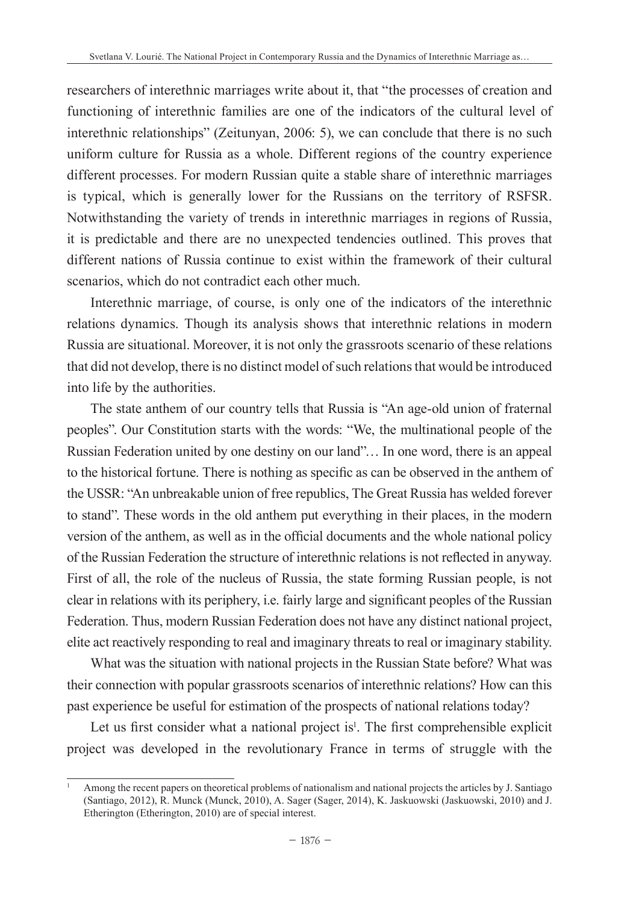researchers of interethnic marriages write about it, that "the processes of creation and functioning of interethnic families are one of the indicators of the cultural level of interethnic relationships" (Zeitunyan, 2006: 5), we can conclude that there is no such uniform culture for Russia as a whole. Different regions of the country experience different processes. For modern Russian quite a stable share of interethnic marriages is typical, which is generally lower for the Russians on the territory of RSFSR. Notwithstanding the variety of trends in interethnic marriages in regions of Russia, it is predictable and there are no unexpected tendencies outlined. This proves that different nations of Russia continue to exist within the framework of their cultural scenarios, which do not contradict each other much.

Interethnic marriage, of course, is only one of the indicators of the interethnic relations dynamics. Though its analysis shows that interethnic relations in modern Russia are situational. Moreover, it is not only the grassroots scenario of these relations that did not develop, there is no distinct model of such relations that would be introduced into life by the authorities.

The state anthem of our country tells that Russia is "An age-old union of fraternal peoples". Our Constitution starts with the words: "We, the multinational people of the Russian Federation united by one destiny on our land"… In one word, there is an appeal to the historical fortune. There is nothing as specific as can be observed in the anthem of the USSR: "An unbreakable union of free republics, The Great Russia has welded forever to stand". These words in the old anthem put everything in their places, in the modern version of the anthem, as well as in the official documents and the whole national policy of the Russian Federation the structure of interethnic relations is not reflected in anyway. First of all, the role of the nucleus of Russia, the state forming Russian people, is not clear in relations with its periphery, i.e. fairly large and significant peoples of the Russian Federation. Thus, modern Russian Federation does not have any distinct national project, elite act reactively responding to real and imaginary threats to real or imaginary stability.

What was the situation with national projects in the Russian State before? What was their connection with popular grassroots scenarios of interethnic relations? How can this past experience be useful for estimation of the prospects of national relations today?

Let us first consider what a national project is[1]. The first comprehensible explicit project was developed in the revolutionary France in terms of struggle with the

[1] Among the recent papers on theoretical problems of nationalism and national projects the articles by J. Santiago (Santiago, 2012), R. Munck (Munck, 2010), A. Sager (Sager, 2014), K. Jaskuowski (Jaskuowski, 2010) and J. Etherington (Etherington, 2010) are of special interest.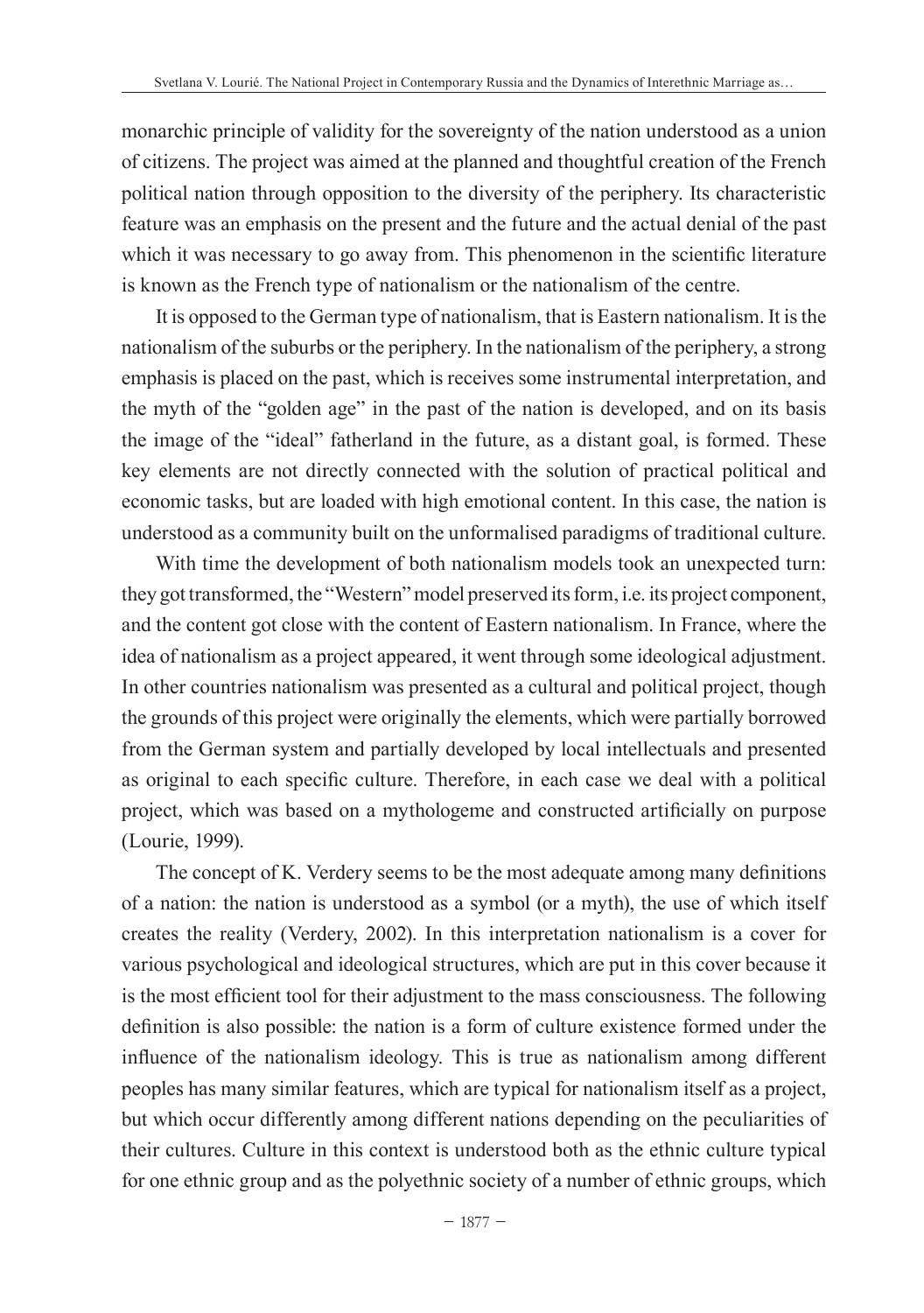monarchic principle of validity for the sovereignty of the nation understood as a union of citizens. The project was aimed at the planned and thoughtful creation of the French political nation through opposition to the diversity of the periphery. Its characteristic feature was an emphasis on the present and the future and the actual denial of the past which it was necessary to go away from. This phenomenon in the scientific literature is known as the French type of nationalism or the nationalism of the centre.

It is opposed to the German type of nationalism, that is Eastern nationalism. It is the nationalism of the suburbs or the periphery. In the nationalism of the periphery, a strong emphasis is placed on the past, which is receives some instrumental interpretation, and the myth of the "golden age" in the past of the nation is developed, and on its basis the image of the "ideal" fatherland in the future, as a distant goal, is formed. These key elements are not directly connected with the solution of practical political and economic tasks, but are loaded with high emotional content. In this case, the nation is understood as a community built on the unformalised paradigms of traditional culture.

With time the development of both nationalism models took an unexpected turn: they got transformed, the "Western" model preserved its form, i.e. its project component, and the content got close with the content of Eastern nationalism. In France, where the idea of nationalism as a project appeared, it went through some ideological adjustment. In other countries nationalism was presented as a cultural and political project, though the grounds of this project were originally the elements, which were partially borrowed from the German system and partially developed by local intellectuals and presented as original to each specific culture. Therefore, in each case we deal with a political project, which was based on a mythologeme and constructed artificially on purpose (Lourie, 1999).

The concept of K. Verdery seems to be the most adequate among many definitions of a nation: the nation is understood as a symbol (or a myth), the use of which itself creates the reality (Verdery, 2002). In this interpretation nationalism is a cover for various psychological and ideological structures, which are put in this cover because it is the most efficient tool for their adjustment to the mass consciousness. The following definition is also possible: the nation is a form of culture existence formed under the influence of the nationalism ideology. This is true as nationalism among different peoples has many similar features, which are typical for nationalism itself as a project, but which occur differently among different nations depending on the peculiarities of their cultures. Culture in this context is understood both as the ethnic culture typical for one ethnic group and as the polyethnic society of a number of ethnic groups, which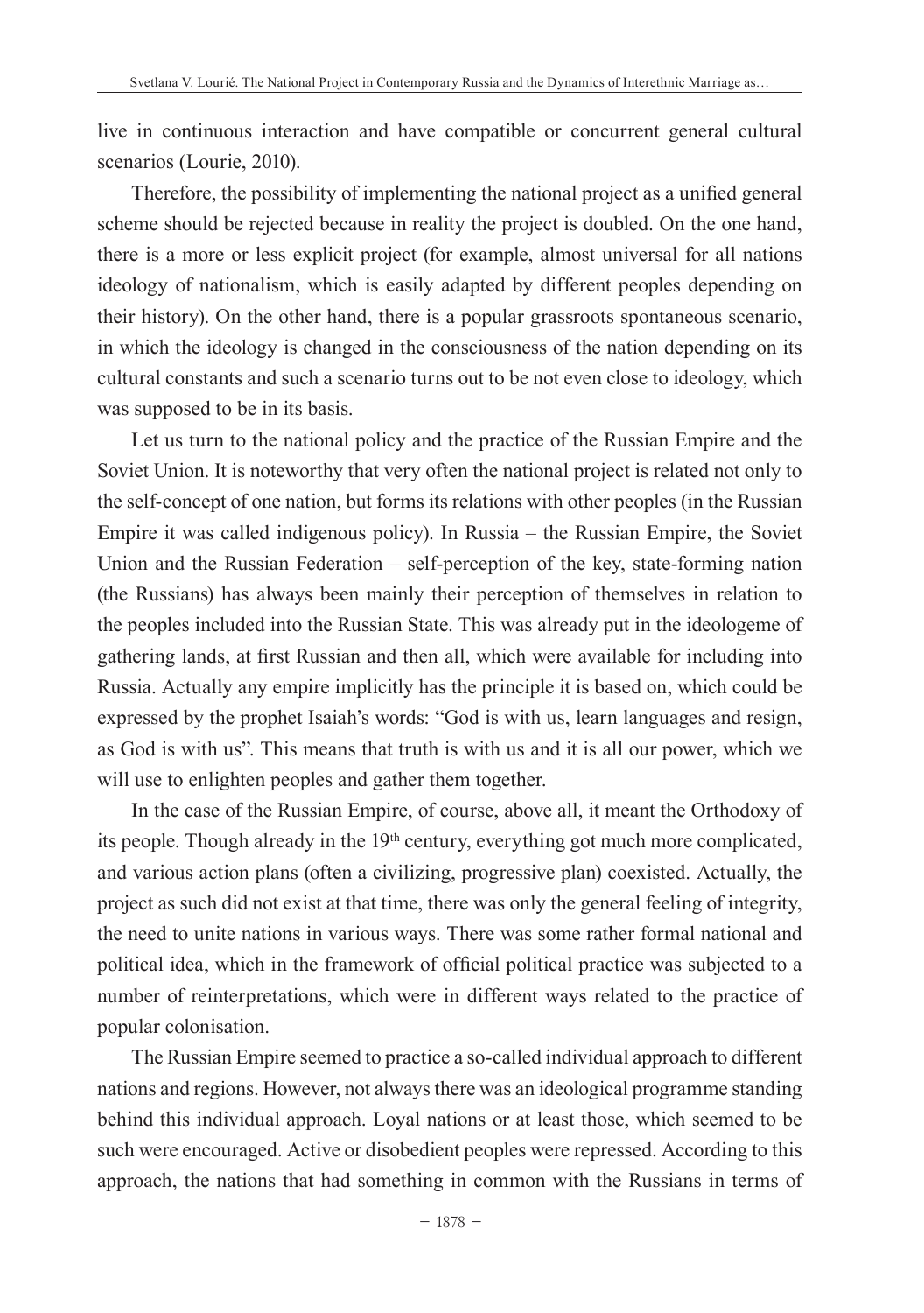live in continuous interaction and have compatible or concurrent general cultural scenarios (Lourie, 2010).

Therefore, the possibility of implementing the national project as a unified general scheme should be rejected because in reality the project is doubled. On the one hand, there is a more or less explicit project (for example, almost universal for all nations ideology of nationalism, which is easily adapted by different peoples depending on their history). On the other hand, there is a popular grassroots spontaneous scenario, in which the ideology is changed in the consciousness of the nation depending on its cultural constants and such a scenario turns out to be not even close to ideology, which was supposed to be in its basis.

Let us turn to the national policy and the practice of the Russian Empire and the Soviet Union. It is noteworthy that very often the national project is related not only to the self-concept of one nation, but forms its relations with other peoples (in the Russian Empire it was called indigenous policy). In Russia – the Russian Empire, the Soviet Union and the Russian Federation – self-perception of the key, state-forming nation (the Russians) has always been mainly their perception of themselves in relation to the peoples included into the Russian State. This was already put in the ideologeme of gathering lands, at first Russian and then all, which were available for including into Russia. Actually any empire implicitly has the principle it is based on, which could be expressed by the prophet Isaiah's words: "God is with us, learn languages and resign, as God is with us". This means that truth is with us and it is all our power, which we will use to enlighten peoples and gather them together.

In the case of the Russian Empire, of course, above all, it meant the Orthodoxy of its people. Though already in the 19th century, everything got much more complicated, and various action plans (often a civilizing, progressive plan) coexisted. Actually, the project as such did not exist at that time, there was only the general feeling of integrity, the need to unite nations in various ways. There was some rather formal national and political idea, which in the framework of official political practice was subjected to a number of reinterpretations, which were in different ways related to the practice of popular colonisation.

The Russian Empire seemed to practice a so-called individual approach to different nations and regions. However, not always there was an ideological programme standing behind this individual approach. Loyal nations or at least those, which seemed to be such were encouraged. Active or disobedient peoples were repressed. According to this approach, the nations that had something in common with the Russians in terms of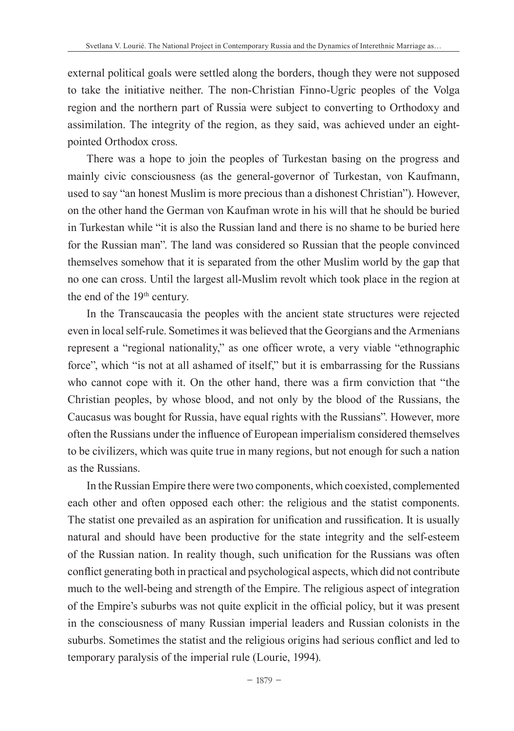external political goals were settled along the borders, though they were not supposed to take the initiative neither. The non-Christian Finno-Ugric peoples of the Volga region and the northern part of Russia were subject to converting to Orthodoxy and assimilation. The integrity of the region, as they said, was achieved under an eight-pointed Orthodox cross.

There was a hope to join the peoples of Turkestan basing on the progress and mainly civic consciousness (as the general-governor of Turkestan, von Kaufmann, used to say "an honest Muslim is more precious than a dishonest Christian"). However, on the other hand the German von Kaufman wrote in his will that he should be buried in Turkestan while "it is also the Russian land and there is no shame to be buried here for the Russian man". The land was considered so Russian that the people convinced themselves somehow that it is separated from the other Muslim world by the gap that no one can cross. Until the largest all-Muslim revolt which took place in the region at the end of the 19th century.

In the Transcaucasia the peoples with the ancient state structures were rejected even in local self-rule. Sometimes it was believed that the Georgians and the Armenians represent a "regional nationality," as one officer wrote, a very viable "ethnographic force", which "is not at all ashamed of itself," but it is embarrassing for the Russians who cannot cope with it. On the other hand, there was a firm conviction that "the Christian peoples, by whose blood, and not only by the blood of the Russians, the Caucasus was bought for Russia, have equal rights with the Russians". However, more often the Russians under the influence of European imperialism considered themselves to be civilizers, which was quite true in many regions, but not enough for such a nation as the Russians.

In the Russian Empire there were two components, which coexisted, complemented each other and often opposed each other: the religious and the statist components. The statist one prevailed as an aspiration for unification and russification. It is usually natural and should have been productive for the state integrity and the self-esteem of the Russian nation. In reality though, such unification for the Russians was often conflict generating both in practical and psychological aspects, which did not contribute much to the well-being and strength of the Empire. The religious aspect of integration of the Empire's suburbs was not quite explicit in the official policy, but it was present in the consciousness of many Russian imperial leaders and Russian colonists in the suburbs. Sometimes the statist and the religious origins had serious conflict and led to temporary paralysis of the imperial rule (Lourie, 1994).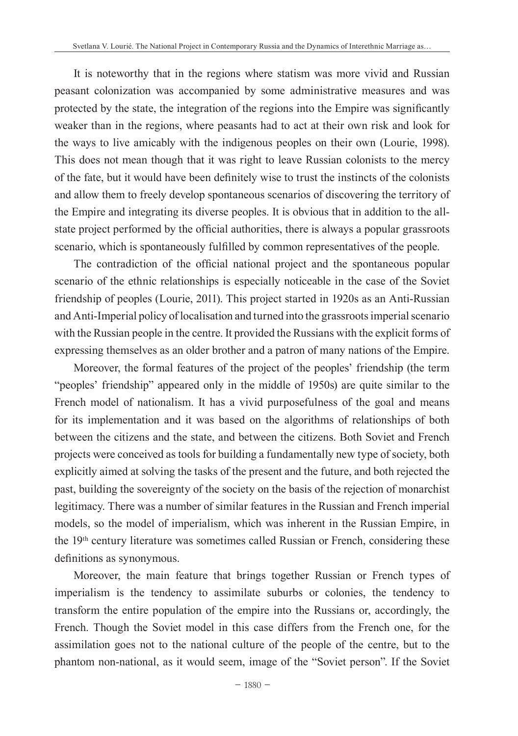It is noteworthy that in the regions where statism was more vivid and Russian peasant colonization was accompanied by some administrative measures and was protected by the state, the integration of the regions into the Empire was significantly weaker than in the regions, where peasants had to act at their own risk and look for the ways to live amicably with the indigenous peoples on their own (Lourie, 1998). This does not mean though that it was right to leave Russian colonists to the mercy of the fate, but it would have been definitely wise to trust the instincts of the colonists and allow them to freely develop spontaneous scenarios of discovering the territory of the Empire and integrating its diverse peoples. It is obvious that in addition to the all-state project performed by the official authorities, there is always a popular grassroots scenario, which is spontaneously fulfilled by common representatives of the people.

The contradiction of the official national project and the spontaneous popular scenario of the ethnic relationships is especially noticeable in the case of the Soviet friendship of peoples (Lourie, 2011). This project started in 1920s as an Anti-Russian and Anti-Imperial policy of localisation and turned into the grassroots imperial scenario with the Russian people in the centre. It provided the Russians with the explicit forms of expressing themselves as an older brother and a patron of many nations of the Empire.

Moreover, the formal features of the project of the peoples' friendship (the term "peoples' friendship" appeared only in the middle of 1950s) are quite similar to the French model of nationalism. It has a vivid purposefulness of the goal and means for its implementation and it was based on the algorithms of relationships of both between the citizens and the state, and between the citizens. Both Soviet and French projects were conceived as tools for building a fundamentally new type of society, both explicitly aimed at solving the tasks of the present and the future, and both rejected the past, building the sovereignty of the society on the basis of the rejection of monarchist legitimacy. There was a number of similar features in the Russian and French imperial models, so the model of imperialism, which was inherent in the Russian Empire, in the 19th century literature was sometimes called Russian or French, considering these definitions as synonymous.

Moreover, the main feature that brings together Russian or French types of imperialism is the tendency to assimilate suburbs or colonies, the tendency to transform the entire population of the empire into the Russians or, accordingly, the French. Though the Soviet model in this case differs from the French one, for the assimilation goes not to the national culture of the people of the centre, but to the phantom non-national, as it would seem, image of the "Soviet person". If the Soviet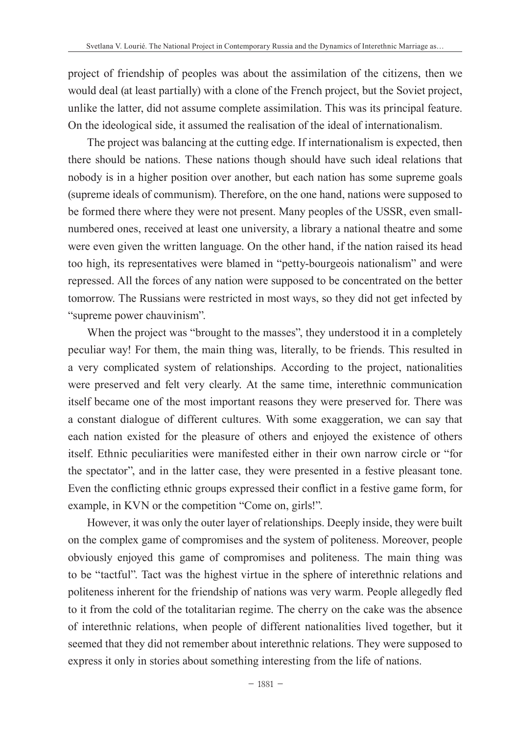project of friendship of peoples was about the assimilation of the citizens, then we would deal (at least partially) with a clone of the French project, but the Soviet project, unlike the latter, did not assume complete assimilation. This was its principal feature. On the ideological side, it assumed the realisation of the ideal of internationalism.

The project was balancing at the cutting edge. If internationalism is expected, then there should be nations. These nations though should have such ideal relations that nobody is in a higher position over another, but each nation has some supreme goals (supreme ideals of communism). Therefore, on the one hand, nations were supposed to be formed there where they were not present. Many peoples of the USSR, even small-numbered ones, received at least one university, a library a national theatre and some were even given the written language. On the other hand, if the nation raised its head too high, its representatives were blamed in "petty-bourgeois nationalism" and were repressed. All the forces of any nation were supposed to be concentrated on the better tomorrow. The Russians were restricted in most ways, so they did not get infected by "supreme power chauvinism".

When the project was "brought to the masses", they understood it in a completely peculiar way! For them, the main thing was, literally, to be friends. This resulted in a very complicated system of relationships. According to the project, nationalities were preserved and felt very clearly. At the same time, interethnic communication itself became one of the most important reasons they were preserved for. There was a constant dialogue of different cultures. With some exaggeration, we can say that each nation existed for the pleasure of others and enjoyed the existence of others itself. Ethnic peculiarities were manifested either in their own narrow circle or "for the spectator", and in the latter case, they were presented in a festive pleasant tone. Even the conflicting ethnic groups expressed their conflict in a festive game form, for example, in KVN or the competition "Come on, girls!".

However, it was only the outer layer of relationships. Deeply inside, they were built on the complex game of compromises and the system of politeness. Moreover, people obviously enjoyed this game of compromises and politeness. The main thing was to be "tactful". Tact was the highest virtue in the sphere of interethnic relations and politeness inherent for the friendship of nations was very warm. People allegedly fled to it from the cold of the totalitarian regime. The cherry on the cake was the absence of interethnic relations, when people of different nationalities lived together, but it seemed that they did not remember about interethnic relations. They were supposed to express it only in stories about something interesting from the life of nations.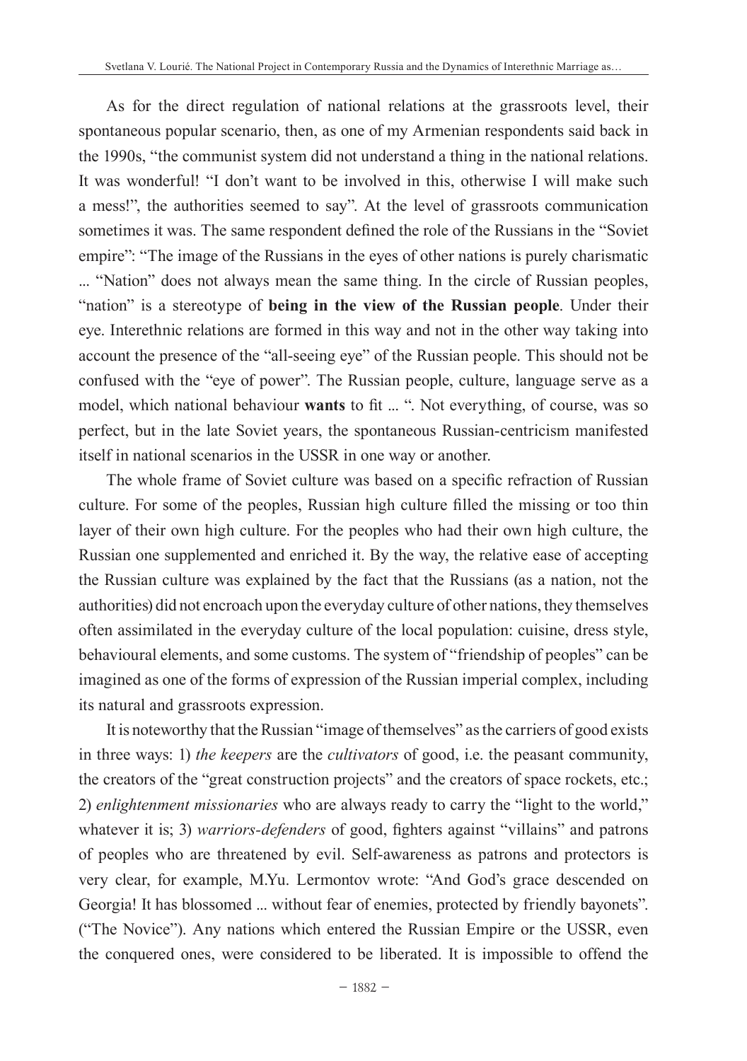As for the direct regulation of national relations at the grassroots level, their spontaneous popular scenario, then, as one of my Armenian respondents said back in the 1990s, "the communist system did not understand a thing in the national relations. It was wonderful! "I don't want to be involved in this, otherwise I will make such a mess!", the authorities seemed to say". At the level of grassroots communication sometimes it was. The same respondent defined the role of the Russians in the "Soviet empire": "The image of the Russians in the eyes of other nations is purely charismatic ... "Nation" does not always mean the same thing. In the circle of Russian peoples, "nation" is a stereotype of **being in the view of the Russian people**. Under their eye. Interethnic relations are formed in this way and not in the other way taking into account the presence of the "all-seeing eye" of the Russian people. This should not be confused with the "eye of power". The Russian people, culture, language serve as a model, which national behaviour **wants** to fit ... ". Not everything, of course, was so perfect, but in the late Soviet years, the spontaneous Russian-centricism manifested itself in national scenarios in the USSR in one way or another.

The whole frame of Soviet culture was based on a specific refraction of Russian culture. For some of the peoples, Russian high culture filled the missing or too thin layer of their own high culture. For the peoples who had their own high culture, the Russian one supplemented and enriched it. By the way, the relative ease of accepting the Russian culture was explained by the fact that the Russians (as a nation, not the authorities) did not encroach upon the everyday culture of other nations, they themselves often assimilated in the everyday culture of the local population: cuisine, dress style, behavioural elements, and some customs. The system of "friendship of peoples" can be imagined as one of the forms of expression of the Russian imperial complex, including its natural and grassroots expression.

It is noteworthy that the Russian "image of themselves" as the carriers of good exists in three ways: 1) *the keepers* are the *cultivators* of good, i.e. the peasant community, the creators of the "great construction projects" and the creators of space rockets, etc.; 2) *enlightenment missionaries* who are always ready to carry the "light to the world," whatever it is; 3) *warriors-defenders* of good, fighters against "villains" and patrons of peoples who are threatened by evil. Self-awareness as patrons and protectors is very clear, for example, M.Yu. Lermontov wrote: "And God's grace descended on Georgia! It has blossomed ... without fear of enemies, protected by friendly bayonets". ("The Novice"). Any nations which entered the Russian Empire or the USSR, even the conquered ones, were considered to be liberated. It is impossible to offend the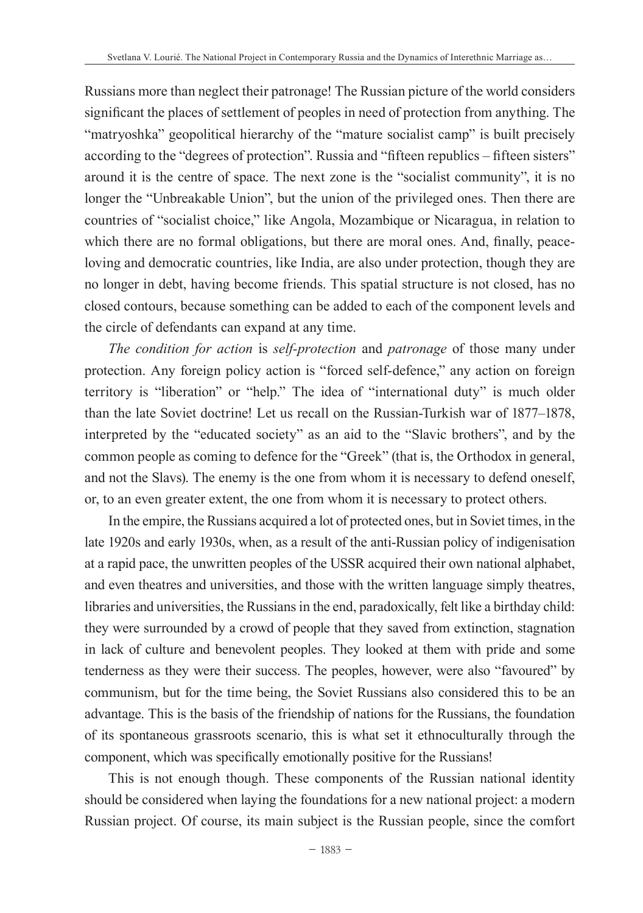Russians more than neglect their patronage! The Russian picture of the world considers significant the places of settlement of peoples in need of protection from anything. The "matryoshka" geopolitical hierarchy of the "mature socialist camp" is built precisely according to the "degrees of protection". Russia and "fifteen republics – fifteen sisters" around it is the centre of space. The next zone is the "socialist community", it is no longer the "Unbreakable Union", but the union of the privileged ones. Then there are countries of "socialist choice," like Angola, Mozambique or Nicaragua, in relation to which there are no formal obligations, but there are moral ones. And, finally, peace-loving and democratic countries, like India, are also under protection, though they are no longer in debt, having become friends. This spatial structure is not closed, has no closed contours, because something can be added to each of the component levels and the circle of defendants can expand at any time.

*The condition for action* is *self-protection* and *patronage* of those many under protection. Any foreign policy action is "forced self-defence," any action on foreign territory is "liberation" or "help." The idea of "international duty" is much older than the late Soviet doctrine! Let us recall on the Russian-Turkish war of 1877–1878, interpreted by the "educated society" as an aid to the "Slavic brothers", and by the common people as coming to defence for the "Greek" (that is, the Orthodox in general, and not the Slavs). The enemy is the one from whom it is necessary to defend oneself, or, to an even greater extent, the one from whom it is necessary to protect others.

In the empire, the Russians acquired a lot of protected ones, but in Soviet times, in the late 1920s and early 1930s, when, as a result of the anti-Russian policy of indigenisation at a rapid pace, the unwritten peoples of the USSR acquired their own national alphabet, and even theatres and universities, and those with the written language simply theatres, libraries and universities, the Russians in the end, paradoxically, felt like a birthday child: they were surrounded by a crowd of people that they saved from extinction, stagnation in lack of culture and benevolent peoples. They looked at them with pride and some tenderness as they were their success. The peoples, however, were also "favoured" by communism, but for the time being, the Soviet Russians also considered this to be an advantage. This is the basis of the friendship of nations for the Russians, the foundation of its spontaneous grassroots scenario, this is what set it ethnoculturally through the component, which was specifically emotionally positive for the Russians!

This is not enough though. These components of the Russian national identity should be considered when laying the foundations for a new national project: a modern Russian project. Of course, its main subject is the Russian people, since the comfort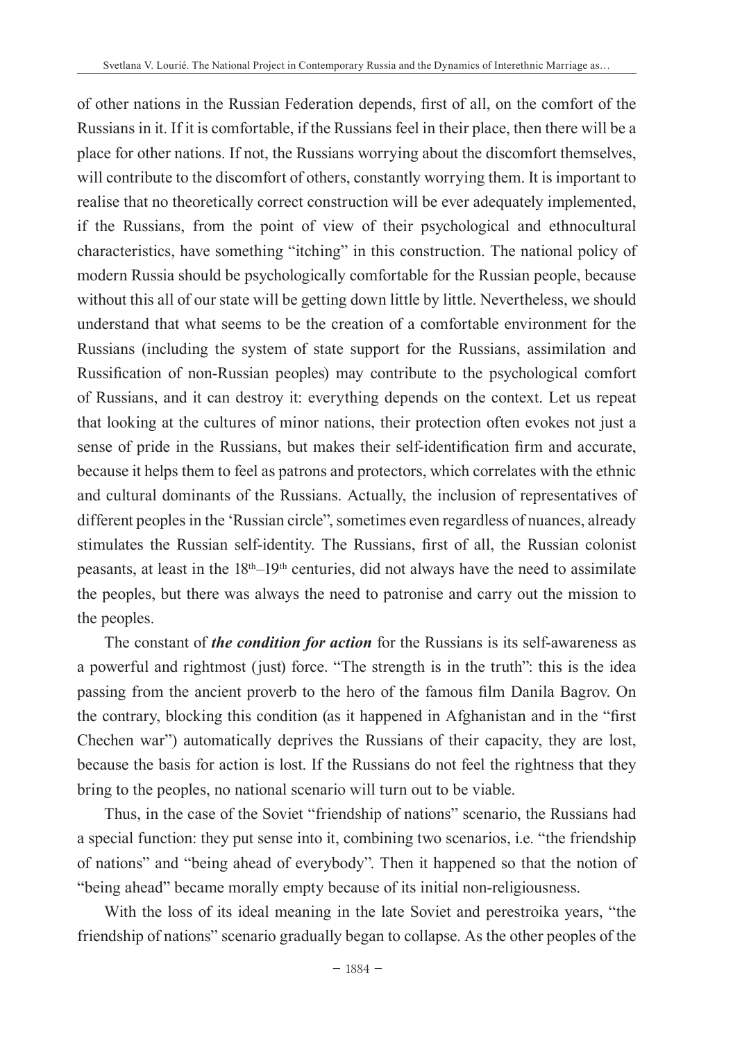of other nations in the Russian Federation depends, first of all, on the comfort of the Russians in it. If it is comfortable, if the Russians feel in their place, then there will be a place for other nations. If not, the Russians worrying about the discomfort themselves, will contribute to the discomfort of others, constantly worrying them. It is important to realise that no theoretically correct construction will be ever adequately implemented, if the Russians, from the point of view of their psychological and ethnocultural characteristics, have something "itching" in this construction. The national policy of modern Russia should be psychologically comfortable for the Russian people, because without this all of our state will be getting down little by little. Nevertheless, we should understand that what seems to be the creation of a comfortable environment for the Russians (including the system of state support for the Russians, assimilation and Russification of non-Russian peoples) may contribute to the psychological comfort of Russians, and it can destroy it: everything depends on the context. Let us repeat that looking at the cultures of minor nations, their protection often evokes not just a sense of pride in the Russians, but makes their self-identification firm and accurate, because it helps them to feel as patrons and protectors, which correlates with the ethnic and cultural dominants of the Russians. Actually, the inclusion of representatives of different peoples in the 'Russian circle", sometimes even regardless of nuances, already stimulates the Russian self-identity. The Russians, first of all, the Russian colonist peasants, at least in the 18th–19th centuries, did not always have the need to assimilate the peoples, but there was always the need to patronise and carry out the mission to the peoples.

The constant of ***the condition for action*** for the Russians is its self-awareness as a powerful and rightmost (just) force. "The strength is in the truth": this is the idea passing from the ancient proverb to the hero of the famous film Danila Bagrov. On the contrary, blocking this condition (as it happened in Afghanistan and in the "first Chechen war") automatically deprives the Russians of their capacity, they are lost, because the basis for action is lost. If the Russians do not feel the rightness that they bring to the peoples, no national scenario will turn out to be viable.

Thus, in the case of the Soviet "friendship of nations" scenario, the Russians had a special function: they put sense into it, combining two scenarios, i.e. "the friendship of nations" and "being ahead of everybody". Then it happened so that the notion of "being ahead" became morally empty because of its initial non-religiousness.

With the loss of its ideal meaning in the late Soviet and perestroika years, "the friendship of nations" scenario gradually began to collapse. As the other peoples of the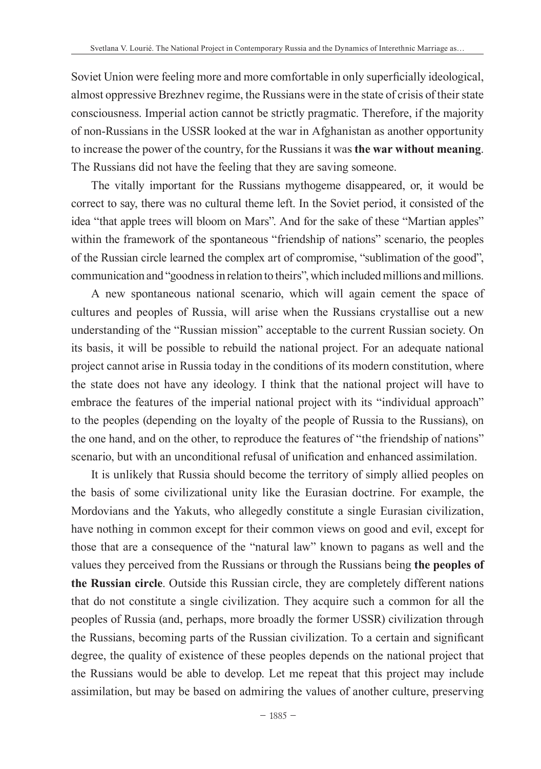Soviet Union were feeling more and more comfortable in only superficially ideological, almost oppressive Brezhnev regime, the Russians were in the state of crisis of their state consciousness. Imperial action cannot be strictly pragmatic. Therefore, if the majority of non-Russians in the USSR looked at the war in Afghanistan as another opportunity to increase the power of the country, for the Russians it was **the war without meaning**. The Russians did not have the feeling that they are saving someone.

The vitally important for the Russians mythogeme disappeared, or, it would be correct to say, there was no cultural theme left. In the Soviet period, it consisted of the idea "that apple trees will bloom on Mars". And for the sake of these "Martian apples" within the framework of the spontaneous "friendship of nations" scenario, the peoples of the Russian circle learned the complex art of compromise, "sublimation of the good", communication and "goodness in relation to theirs", which included millions and millions.

A new spontaneous national scenario, which will again cement the space of cultures and peoples of Russia, will arise when the Russians crystallise out a new understanding of the "Russian mission" acceptable to the current Russian society. On its basis, it will be possible to rebuild the national project. For an adequate national project cannot arise in Russia today in the conditions of its modern constitution, where the state does not have any ideology. I think that the national project will have to embrace the features of the imperial national project with its "individual approach" to the peoples (depending on the loyalty of the people of Russia to the Russians), on the one hand, and on the other, to reproduce the features of "the friendship of nations" scenario, but with an unconditional refusal of unification and enhanced assimilation.

It is unlikely that Russia should become the territory of simply allied peoples on the basis of some civilizational unity like the Eurasian doctrine. For example, the Mordovians and the Yakuts, who allegedly constitute a single Eurasian civilization, have nothing in common except for their common views on good and evil, except for those that are a consequence of the "natural law" known to pagans as well and the values they perceived from the Russians or through the Russians being **the peoples of the Russian circle**. Outside this Russian circle, they are completely different nations that do not constitute a single civilization. They acquire such a common for all the peoples of Russia (and, perhaps, more broadly the former USSR) civilization through the Russians, becoming parts of the Russian civilization. To a certain and significant degree, the quality of existence of these peoples depends on the national project that the Russians would be able to develop. Let me repeat that this project may include assimilation, but may be based on admiring the values of another culture, preserving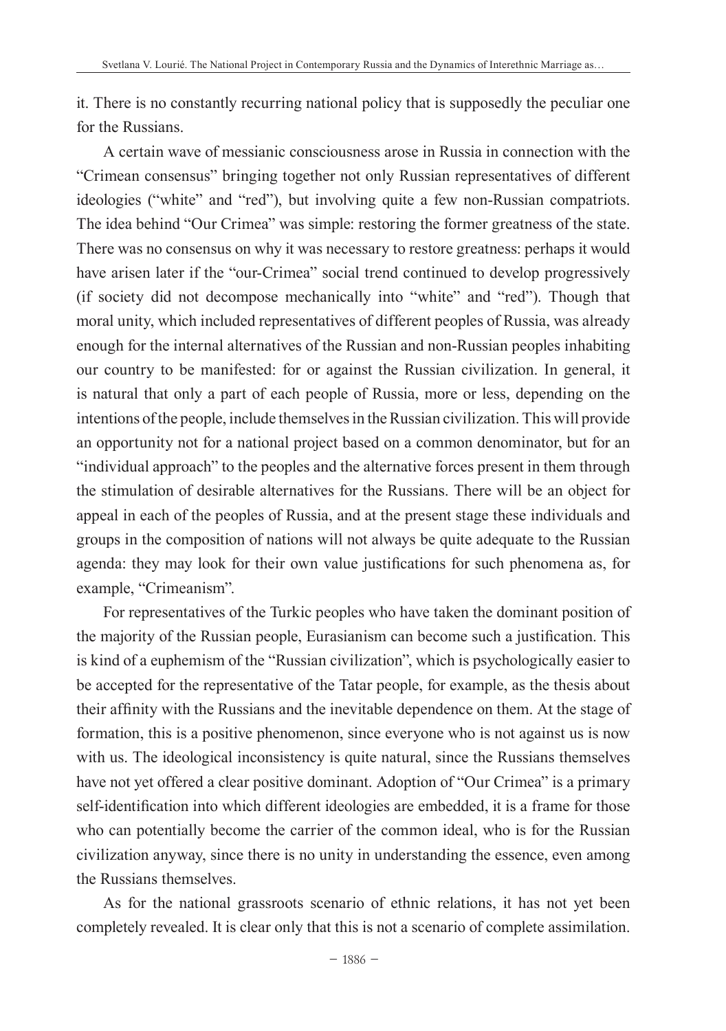it. There is no constantly recurring national policy that is supposedly the peculiar one for the Russians.

A certain wave of messianic consciousness arose in Russia in connection with the "Crimean consensus" bringing together not only Russian representatives of different ideologies ("white" and "red"), but involving quite a few non-Russian compatriots. The idea behind "Our Crimea" was simple: restoring the former greatness of the state. There was no consensus on why it was necessary to restore greatness: perhaps it would have arisen later if the "our-Crimea" social trend continued to develop progressively (if society did not decompose mechanically into "white" and "red"). Though that moral unity, which included representatives of different peoples of Russia, was already enough for the internal alternatives of the Russian and non-Russian peoples inhabiting our country to be manifested: for or against the Russian civilization. In general, it is natural that only a part of each people of Russia, more or less, depending on the intentions of the people, include themselves in the Russian civilization. This will provide an opportunity not for a national project based on a common denominator, but for an "individual approach" to the peoples and the alternative forces present in them through the stimulation of desirable alternatives for the Russians. There will be an object for appeal in each of the peoples of Russia, and at the present stage these individuals and groups in the composition of nations will not always be quite adequate to the Russian agenda: they may look for their own value justifications for such phenomena as, for example, "Crimeanism".

For representatives of the Turkic peoples who have taken the dominant position of the majority of the Russian people, Eurasianism can become such a justification. This is kind of a euphemism of the "Russian civilization", which is psychologically easier to be accepted for the representative of the Tatar people, for example, as the thesis about their affinity with the Russians and the inevitable dependence on them. At the stage of formation, this is a positive phenomenon, since everyone who is not against us is now with us. The ideological inconsistency is quite natural, since the Russians themselves have not yet offered a clear positive dominant. Adoption of "Our Crimea" is a primary self-identification into which different ideologies are embedded, it is a frame for those who can potentially become the carrier of the common ideal, who is for the Russian civilization anyway, since there is no unity in understanding the essence, even among the Russians themselves.

As for the national grassroots scenario of ethnic relations, it has not yet been completely revealed. It is clear only that this is not a scenario of complete assimilation.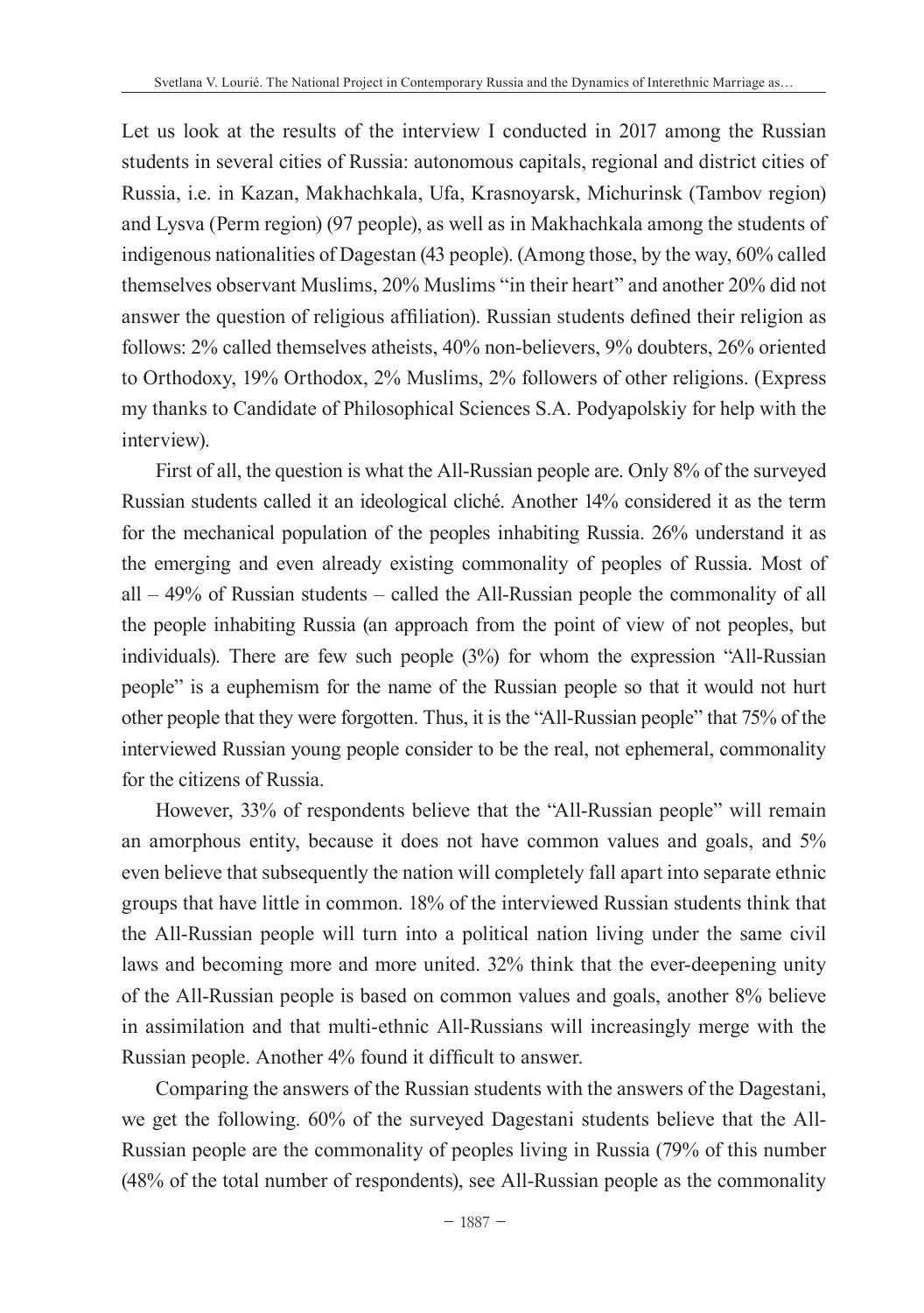Let us look at the results of the interview I conducted in 2017 among the Russian students in several cities of Russia: autonomous capitals, regional and district cities of Russia, i.e. in Kazan, Makhachkala, Ufa, Krasnoyarsk, Michurinsk (Tambov region) and Lysva (Perm region) (97 people), as well as in Makhachkala among the students of indigenous nationalities of Dagestan (43 people). (Among those, by the way, 60% called themselves observant Muslims, 20% Muslims "in their heart" and another 20% did not answer the question of religious affiliation). Russian students defined their religion as follows: 2% called themselves atheists, 40% non-believers, 9% doubters, 26% oriented to Orthodoxy, 19% Orthodox, 2% Muslims, 2% followers of other religions. (Express my thanks to Candidate of Philosophical Sciences S.A. Podyapolskiy for help with the interview).

First of all, the question is what the All-Russian people are. Only 8% of the surveyed Russian students called it an ideological cliché. Another 14% considered it as the term for the mechanical population of the peoples inhabiting Russia. 26% understand it as the emerging and even already existing commonality of peoples of Russia. Most of all – 49% of Russian students – called the All-Russian people the commonality of all the people inhabiting Russia (an approach from the point of view of not peoples, but individuals). There are few such people (3%) for whom the expression "All-Russian people" is a euphemism for the name of the Russian people so that it would not hurt other people that they were forgotten. Thus, it is the "All-Russian people" that 75% of the interviewed Russian young people consider to be the real, not ephemeral, commonality for the citizens of Russia.

However, 33% of respondents believe that the "All-Russian people" will remain an amorphous entity, because it does not have common values and goals, and 5% even believe that subsequently the nation will completely fall apart into separate ethnic groups that have little in common. 18% of the interviewed Russian students think that the All-Russian people will turn into a political nation living under the same civil laws and becoming more and more united. 32% think that the ever-deepening unity of the All-Russian people is based on common values and goals, another 8% believe in assimilation and that multi-ethnic All-Russians will increasingly merge with the Russian people. Another 4% found it difficult to answer.

Comparing the answers of the Russian students with the answers of the Dagestani, we get the following. 60% of the surveyed Dagestani students believe that the All-Russian people are the commonality of peoples living in Russia (79% of this number (48% of the total number of respondents), see All-Russian people as the commonality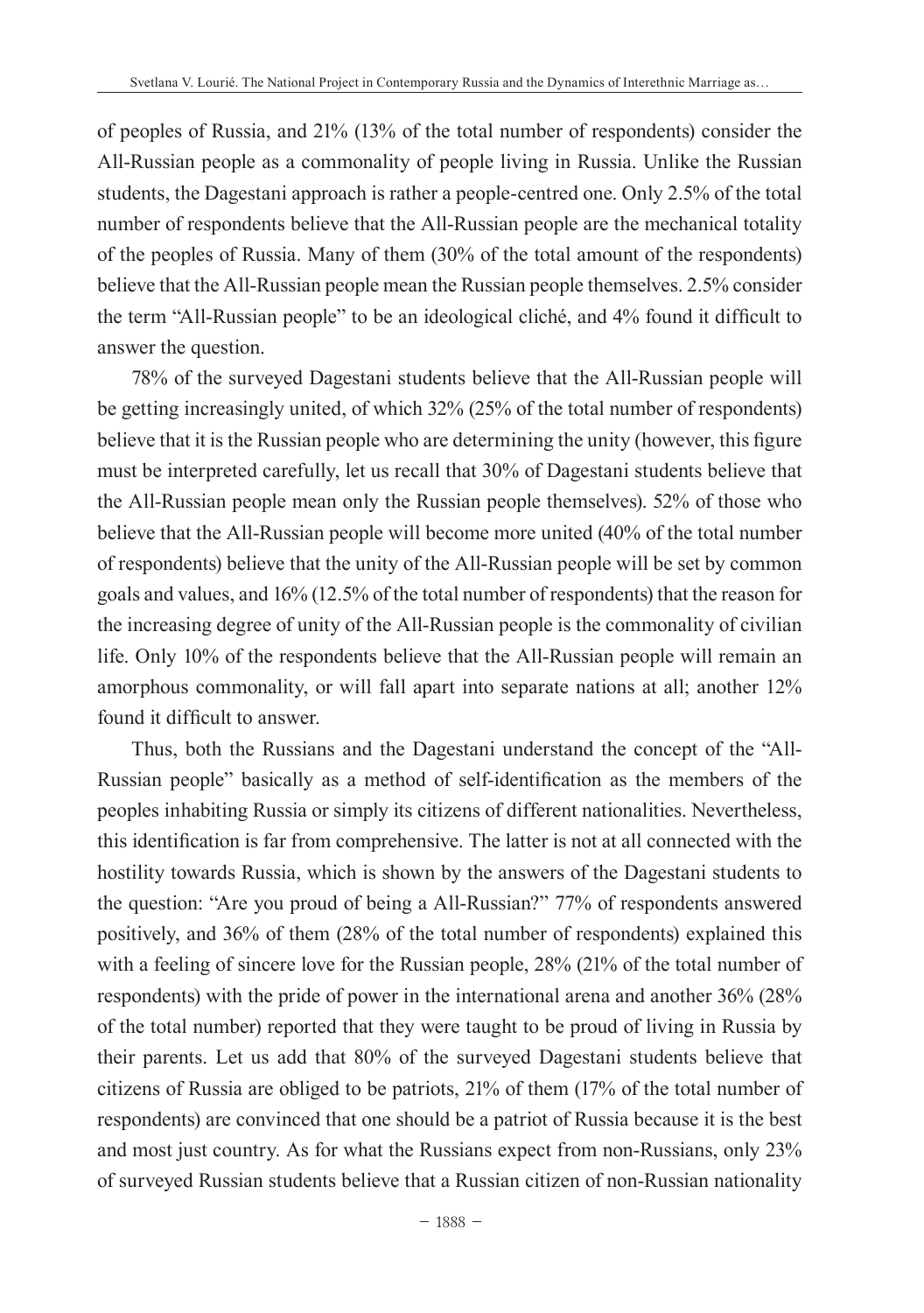of peoples of Russia, and 21% (13% of the total number of respondents) consider the All-Russian people as a commonality of people living in Russia. Unlike the Russian students, the Dagestani approach is rather a people-centred one. Only 2.5% of the total number of respondents believe that the All-Russian people are the mechanical totality of the peoples of Russia. Many of them (30% of the total amount of the respondents) believe that the All-Russian people mean the Russian people themselves. 2.5% consider the term "All-Russian people" to be an ideological cliché, and 4% found it difficult to answer the question.

78% of the surveyed Dagestani students believe that the All-Russian people will be getting increasingly united, of which 32% (25% of the total number of respondents) believe that it is the Russian people who are determining the unity (however, this figure must be interpreted carefully, let us recall that 30% of Dagestani students believe that the All-Russian people mean only the Russian people themselves). 52% of those who believe that the All-Russian people will become more united (40% of the total number of respondents) believe that the unity of the All-Russian people will be set by common goals and values, and 16% (12.5% of the total number of respondents) that the reason for the increasing degree of unity of the All-Russian people is the commonality of civilian life. Only 10% of the respondents believe that the All-Russian people will remain an amorphous commonality, or will fall apart into separate nations at all; another 12% found it difficult to answer.

Thus, both the Russians and the Dagestani understand the concept of the "All-Russian people" basically as a method of self-identification as the members of the peoples inhabiting Russia or simply its citizens of different nationalities. Nevertheless, this identification is far from comprehensive. The latter is not at all connected with the hostility towards Russia, which is shown by the answers of the Dagestani students to the question: "Are you proud of being a All-Russian?" 77% of respondents answered positively, and 36% of them (28% of the total number of respondents) explained this with a feeling of sincere love for the Russian people, 28% (21% of the total number of respondents) with the pride of power in the international arena and another 36% (28% of the total number) reported that they were taught to be proud of living in Russia by their parents. Let us add that 80% of the surveyed Dagestani students believe that citizens of Russia are obliged to be patriots, 21% of them (17% of the total number of respondents) are convinced that one should be a patriot of Russia because it is the best and most just country. As for what the Russians expect from non-Russians, only 23% of surveyed Russian students believe that a Russian citizen of non-Russian nationality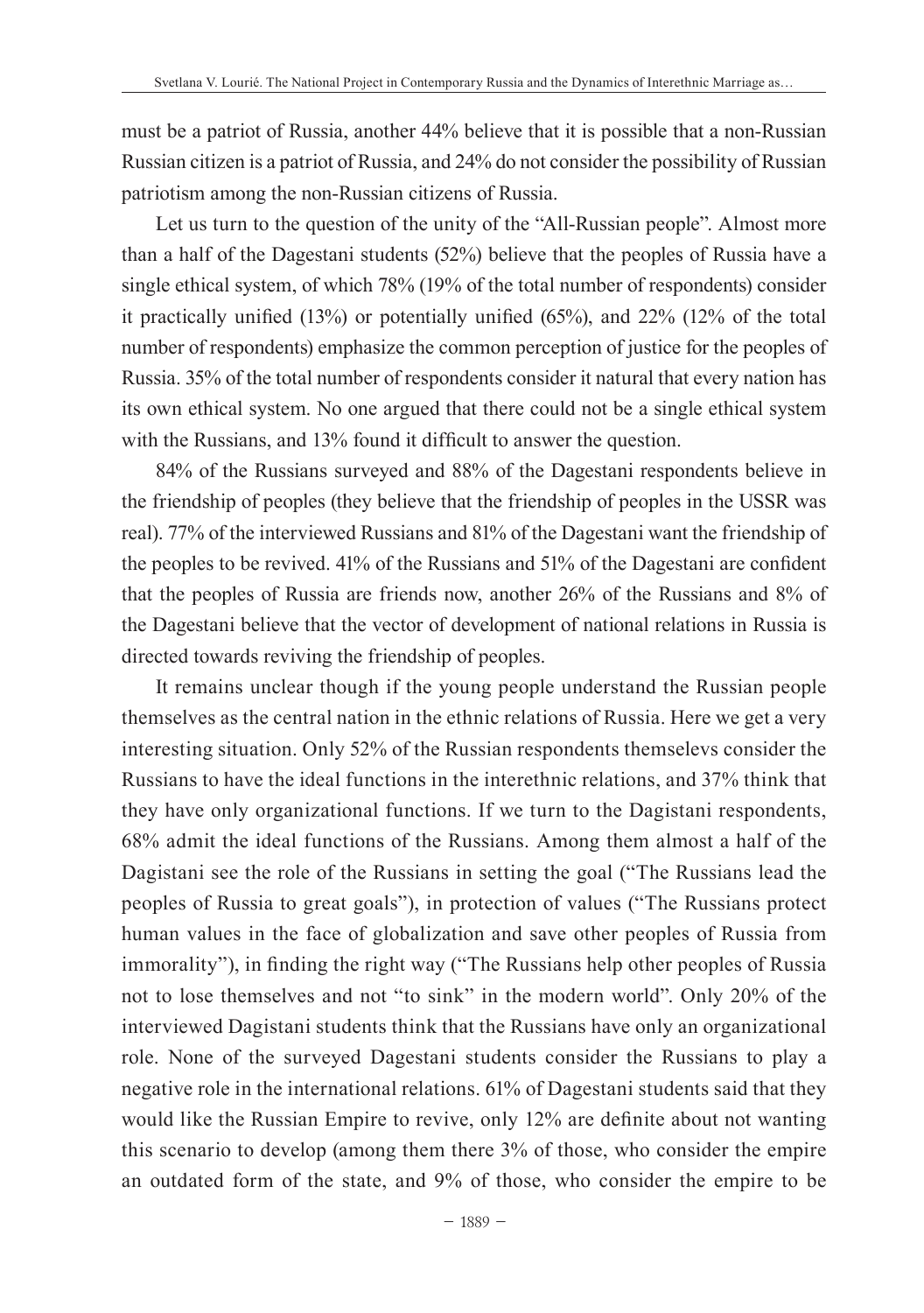must be a patriot of Russia, another 44% believe that it is possible that a non-Russian Russian citizen is a patriot of Russia, and 24% do not consider the possibility of Russian patriotism among the non-Russian citizens of Russia.

Let us turn to the question of the unity of the "All-Russian people". Almost more than a half of the Dagestani students (52%) believe that the peoples of Russia have a single ethical system, of which 78% (19% of the total number of respondents) consider it practically unified (13%) or potentially unified (65%), and 22% (12% of the total number of respondents) emphasize the common perception of justice for the peoples of Russia. 35% of the total number of respondents consider it natural that every nation has its own ethical system. No one argued that there could not be a single ethical system with the Russians, and 13% found it difficult to answer the question.

84% of the Russians surveyed and 88% of the Dagestani respondents believe in the friendship of peoples (they believe that the friendship of peoples in the USSR was real). 77% of the interviewed Russians and 81% of the Dagestani want the friendship of the peoples to be revived. 41% of the Russians and 51% of the Dagestani are confident that the peoples of Russia are friends now, another 26% of the Russians and 8% of the Dagestani believe that the vector of development of national relations in Russia is directed towards reviving the friendship of peoples.

It remains unclear though if the young people understand the Russian people themselves as the central nation in the ethnic relations of Russia. Here we get a very interesting situation. Only 52% of the Russian respondents themselevs consider the Russians to have the ideal functions in the interethnic relations, and 37% think that they have only organizational functions. If we turn to the Dagistani respondents, 68% admit the ideal functions of the Russians. Among them almost a half of the Dagistani see the role of the Russians in setting the goal ("The Russians lead the peoples of Russia to great goals"), in protection of values ("The Russians protect human values in the face of globalization and save other peoples of Russia from immorality"), in finding the right way ("The Russians help other peoples of Russia not to lose themselves and not "to sink" in the modern world". Only 20% of the interviewed Dagistani students think that the Russians have only an organizational role. None of the surveyed Dagestani students consider the Russians to play a negative role in the international relations. 61% of Dagestani students said that they would like the Russian Empire to revive, only 12% are definite about not wanting this scenario to develop (among them there 3% of those, who consider the empire an outdated form of the state, and 9% of those, who consider the empire to be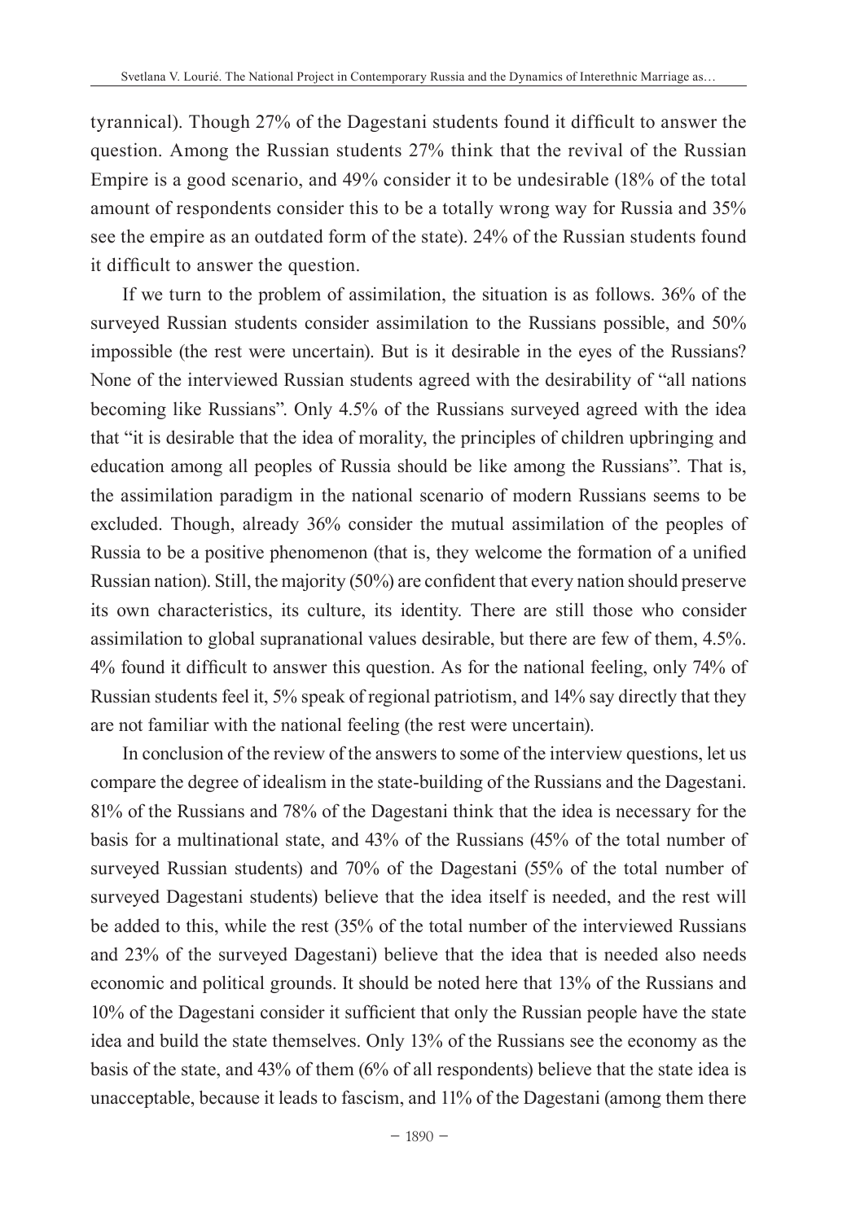tyrannical). Though 27% of the Dagestani students found it difficult to answer the question. Among the Russian students 27% think that the revival of the Russian Empire is a good scenario, and 49% consider it to be undesirable (18% of the total amount of respondents consider this to be a totally wrong way for Russia and 35% see the empire as an outdated form of the state). 24% of the Russian students found it difficult to answer the question.

If we turn to the problem of assimilation, the situation is as follows. 36% of the surveyed Russian students consider assimilation to the Russians possible, and 50% impossible (the rest were uncertain). But is it desirable in the eyes of the Russians? None of the interviewed Russian students agreed with the desirability of "all nations becoming like Russians". Only 4.5% of the Russians surveyed agreed with the idea that "it is desirable that the idea of morality, the principles of children upbringing and education among all peoples of Russia should be like among the Russians". That is, the assimilation paradigm in the national scenario of modern Russians seems to be excluded. Though, already 36% consider the mutual assimilation of the peoples of Russia to be a positive phenomenon (that is, they welcome the formation of a unified Russian nation). Still, the majority (50%) are confident that every nation should preserve its own characteristics, its culture, its identity. There are still those who consider assimilation to global supranational values desirable, but there are few of them, 4.5%. 4% found it difficult to answer this question. As for the national feeling, only 74% of Russian students feel it, 5% speak of regional patriotism, and 14% say directly that they are not familiar with the national feeling (the rest were uncertain).

In conclusion of the review of the answers to some of the interview questions, let us compare the degree of idealism in the state-building of the Russians and the Dagestani. 81% of the Russians and 78% of the Dagestani think that the idea is necessary for the basis for a multinational state, and 43% of the Russians (45% of the total number of surveyed Russian students) and 70% of the Dagestani (55% of the total number of surveyed Dagestani students) believe that the idea itself is needed, and the rest will be added to this, while the rest (35% of the total number of the interviewed Russians and 23% of the surveyed Dagestani) believe that the idea that is needed also needs economic and political grounds. It should be noted here that 13% of the Russians and 10% of the Dagestani consider it sufficient that only the Russian people have the state idea and build the state themselves. Only 13% of the Russians see the economy as the basis of the state, and 43% of them (6% of all respondents) believe that the state idea is unacceptable, because it leads to fascism, and 11% of the Dagestani (among them there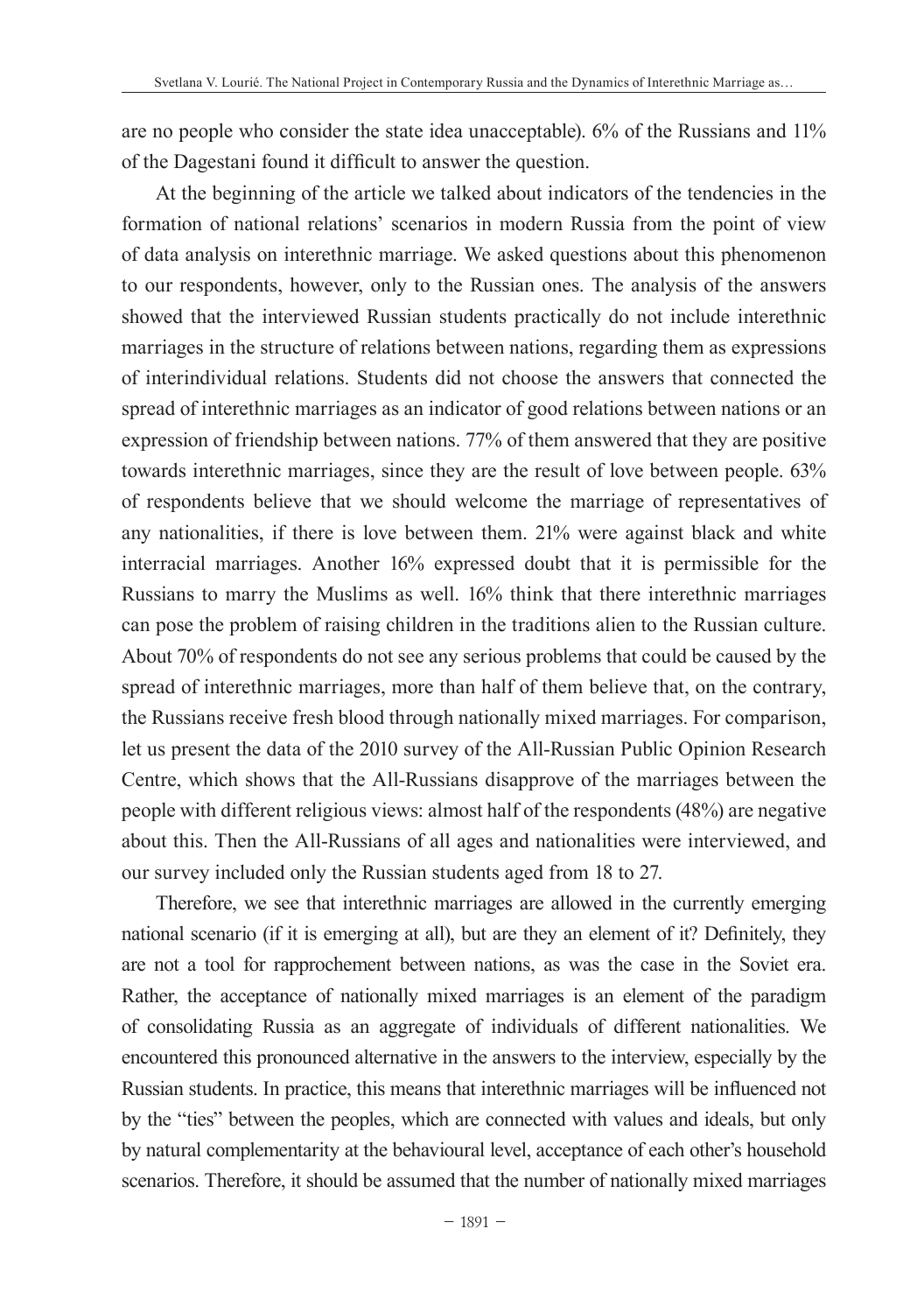are no people who consider the state idea unacceptable). 6% of the Russians and 11% of the Dagestani found it difficult to answer the question.

At the beginning of the article we talked about indicators of the tendencies in the formation of national relations' scenarios in modern Russia from the point of view of data analysis on interethnic marriage. We asked questions about this phenomenon to our respondents, however, only to the Russian ones. The analysis of the answers showed that the interviewed Russian students practically do not include interethnic marriages in the structure of relations between nations, regarding them as expressions of interindividual relations. Students did not choose the answers that connected the spread of interethnic marriages as an indicator of good relations between nations or an expression of friendship between nations. 77% of them answered that they are positive towards interethnic marriages, since they are the result of love between people. 63% of respondents believe that we should welcome the marriage of representatives of any nationalities, if there is love between them. 21% were against black and white interracial marriages. Another 16% expressed doubt that it is permissible for the Russians to marry the Muslims as well. 16% think that there interethnic marriages can pose the problem of raising children in the traditions alien to the Russian culture. About 70% of respondents do not see any serious problems that could be caused by the spread of interethnic marriages, more than half of them believe that, on the contrary, the Russians receive fresh blood through nationally mixed marriages. For comparison, let us present the data of the 2010 survey of the All-Russian Public Opinion Research Centre, which shows that the All-Russians disapprove of the marriages between the people with different religious views: almost half of the respondents (48%) are negative about this. Then the All-Russians of all ages and nationalities were interviewed, and our survey included only the Russian students aged from 18 to 27.

Therefore, we see that interethnic marriages are allowed in the currently emerging national scenario (if it is emerging at all), but are they an element of it? Definitely, they are not a tool for rapprochement between nations, as was the case in the Soviet era. Rather, the acceptance of nationally mixed marriages is an element of the paradigm of consolidating Russia as an aggregate of individuals of different nationalities. We encountered this pronounced alternative in the answers to the interview, especially by the Russian students. In practice, this means that interethnic marriages will be influenced not by the "ties" between the peoples, which are connected with values and ideals, but only by natural complementarity at the behavioural level, acceptance of each other's household scenarios. Therefore, it should be assumed that the number of nationally mixed marriages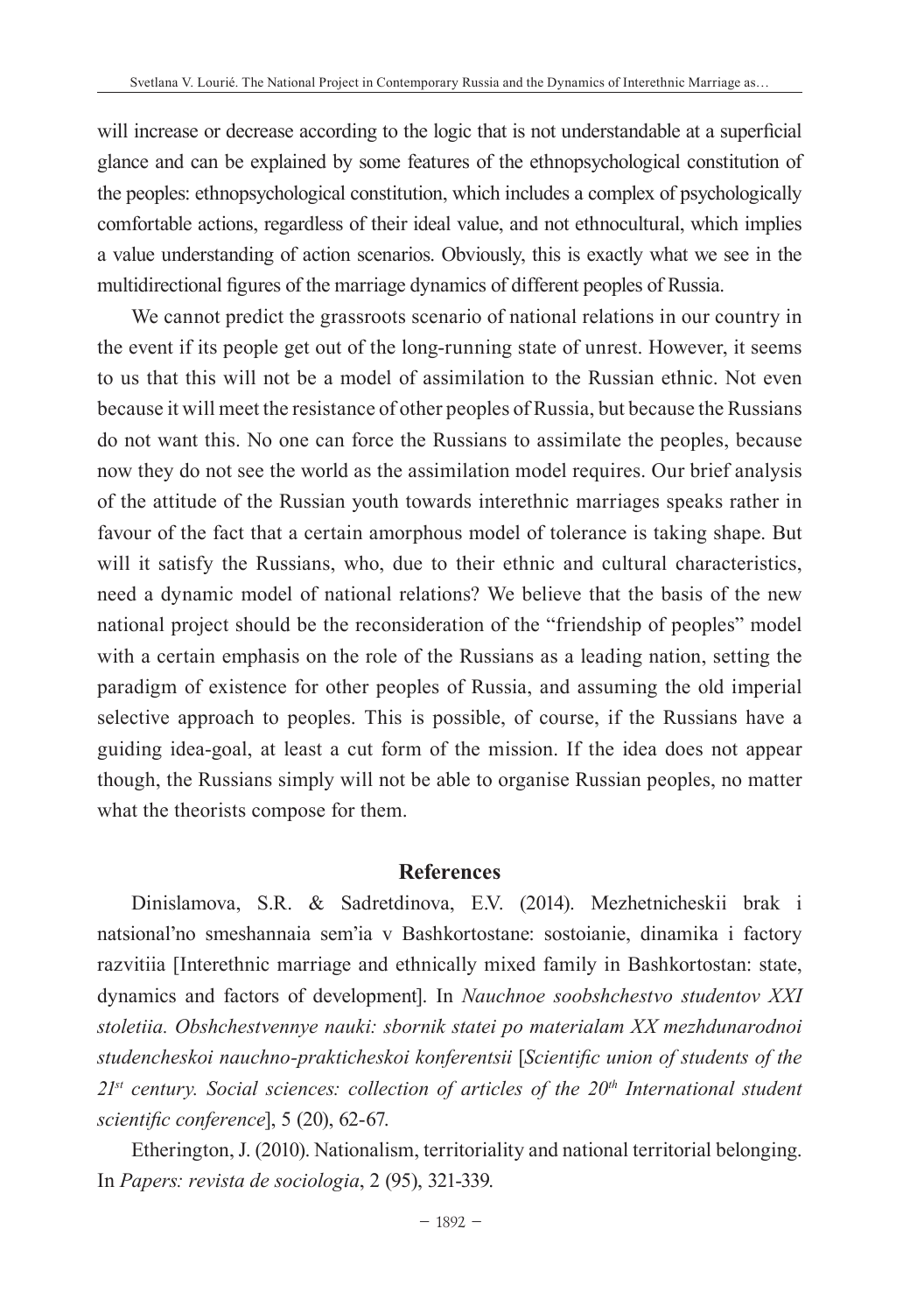will increase or decrease according to the logic that is not understandable at a superficial glance and can be explained by some features of the ethnopsychological constitution of the peoples: ethnopsychological constitution, which includes a complex of psychologically comfortable actions, regardless of their ideal value, and not ethnocultural, which implies a value understanding of action scenarios. Obviously, this is exactly what we see in the multidirectional figures of the marriage dynamics of different peoples of Russia.

We cannot predict the grassroots scenario of national relations in our country in the event if its people get out of the long-running state of unrest. However, it seems to us that this will not be a model of assimilation to the Russian ethnic. Not even because it will meet the resistance of other peoples of Russia, but because the Russians do not want this. No one can force the Russians to assimilate the peoples, because now they do not see the world as the assimilation model requires. Our brief analysis of the attitude of the Russian youth towards interethnic marriages speaks rather in favour of the fact that a certain amorphous model of tolerance is taking shape. But will it satisfy the Russians, who, due to their ethnic and cultural characteristics, need a dynamic model of national relations? We believe that the basis of the new national project should be the reconsideration of the "friendship of peoples" model with a certain emphasis on the role of the Russians as a leading nation, setting the paradigm of existence for other peoples of Russia, and assuming the old imperial selective approach to peoples. This is possible, of course, if the Russians have a guiding idea-goal, at least a cut form of the mission. If the idea does not appear though, the Russians simply will not be able to organise Russian peoples, no matter what the theorists compose for them.

## References

Dinislamova, S.R. & Sadretdinova, E.V. (2014). Mezhetnicheskii brak i natsional'no smeshannaia sem'ia v Bashkortostane: sostoianie, dinamika i factory razvitiia [Interethnic marriage and ethnically mixed family in Bashkortostan: state, dynamics and factors of development]. In *Nauchnoe soobshchestvo studentov XXI stoletiia. Obshchestvennye nauki: sbornik statei po materialam XX mezhdunarodnoi studencheskoi nauchno-prakticheskoi konferentsii* [*Scientific union of students of the 21st century. Social sciences: collection of articles of the 20th International student scientific conference*], 5 (20), 62-67.

Etherington, J. (2010). Nationalism, territoriality and national territorial belonging. In *Papers: revista de sociologia*, 2 (95), 321-339.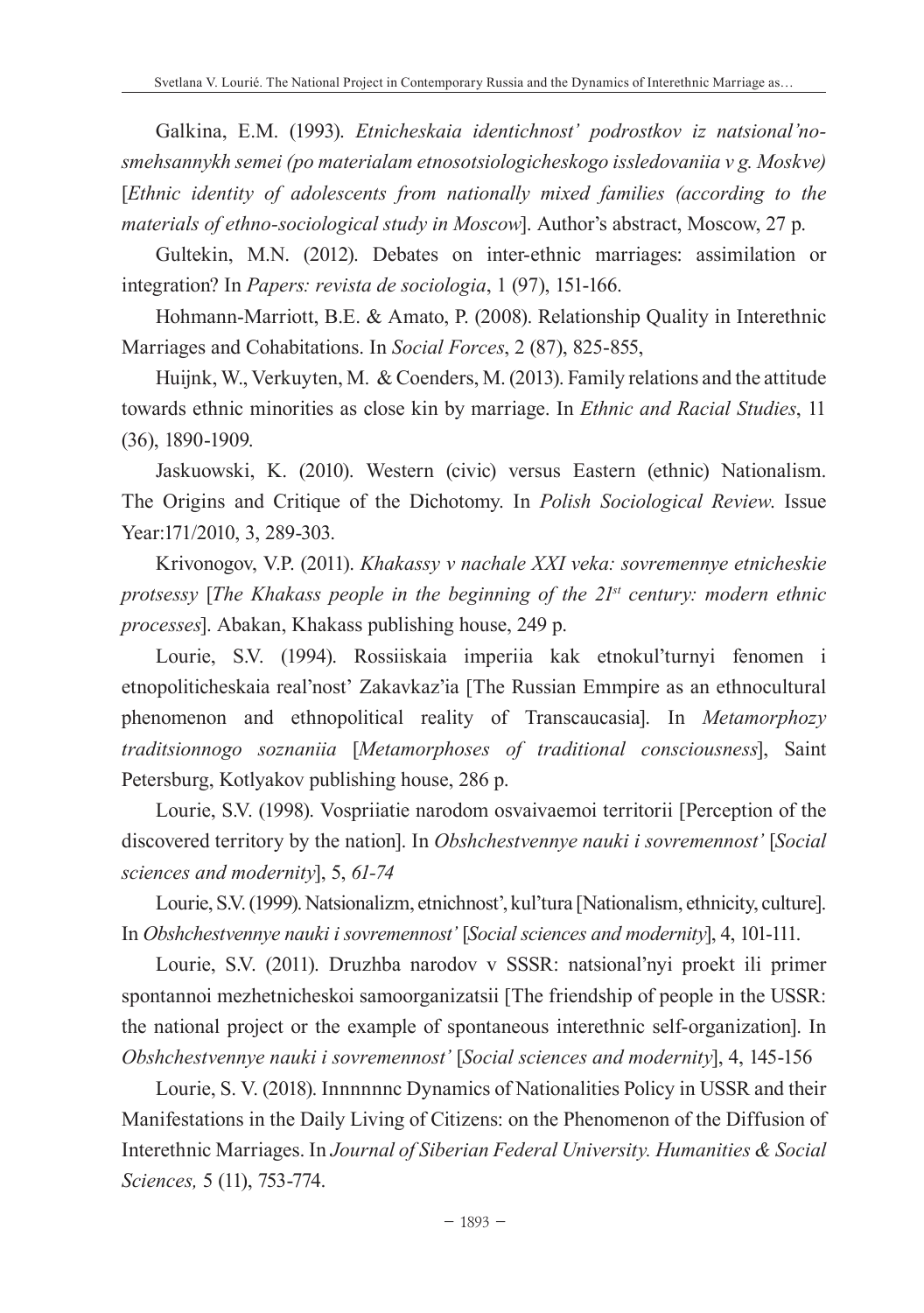Galkina, E.M. (1993). *Etnicheskaia identichnost' podrostkov iz natsional'no-smehsannykh semei (po materialam etnosotsiologicheskogo issledovaniia v g. Moskve)* [*Ethnic identity of adolescents from nationally mixed families (according to the materials of ethno-sociological study in Moscow*]. Author's abstract, Moscow, 27 p.

Gultekin, M.N. (2012). Debates on inter-ethnic marriages: assimilation or integration? In *Papers: revista de sociologia*, 1 (97), 151-166.

Hohmann-Marriott, B.E. & Amato, P. (2008). Relationship Quality in Interethnic Marriages and Cohabitations. In *Social Forces*, 2 (87), 825-855,

Huijnk, W., Verkuyten, M. & Coenders, M. (2013). Family relations and the attitude towards ethnic minorities as close kin by marriage. In *Ethnic and Racial Studies*, 11 (36), 1890-1909.

Jaskuowski, K. (2010). Western (civic) versus Eastern (ethnic) Nationalism. The Origins and Critique of the Dichotomy. In *Polish Sociological Review*. Issue Year:171/2010, 3, 289-303.

Krivonogov, V.P. (2011). *Khakassy v nachale XXI veka: sovremennye etnicheskie protsessy* [*The Khakass people in the beginning of the 21st century: modern ethnic processes*]. Abakan, Khakass publishing house, 249 p.

Lourie, S.V. (1994). Rossiiskaia imperiia kak etnokul'turnyi fenomen i etnopoliticheskaia real'nost' Zakavkaz'ia [The Russian Emmpire as an ethnocultural phenomenon and ethnopolitical reality of Transcaucasia]. In *Metamorphozy traditsionnogo soznaniia* [*Metamorphoses of traditional consciousness*], Saint Petersburg, Kotlyakov publishing house, 286 p.

Lourie, S.V. (1998). Vospriiatie narodom osvaivaemoi territorii [Perception of the discovered territory by the nation]. In *Obshchestvennye nauki i sovremennost'* [*Social sciences and modernity*], 5, *61-74*

Lourie, S.V. (1999). Natsionalizm, etnichnost', kul'tura [Nationalism, ethnicity, culture]. In *Obshchestvennye nauki i sovremennost'* [*Social sciences and modernity*], 4, 101-111.

Lourie, S.V. (2011). Druzhba narodov v SSSR: natsional'nyi proekt ili primer spontannoi mezhetnicheskoi samoorganizatsii [The friendship of people in the USSR: the national project or the example of spontaneous interethnic self-organization]. In *Obshchestvennye nauki i sovremennost'* [*Social sciences and modernity*], 4, 145-156

Lourie, S. V. (2018). Innnnnnc Dynamics of Nationalities Policy in USSR and their Manifestations in the Daily Living of Citizens: on the Phenomenon of the Diffusion of Interethnic Marriages. In *Journal of Siberian Federal University. Humanities & Social Sciences,* 5 (11), 753-774.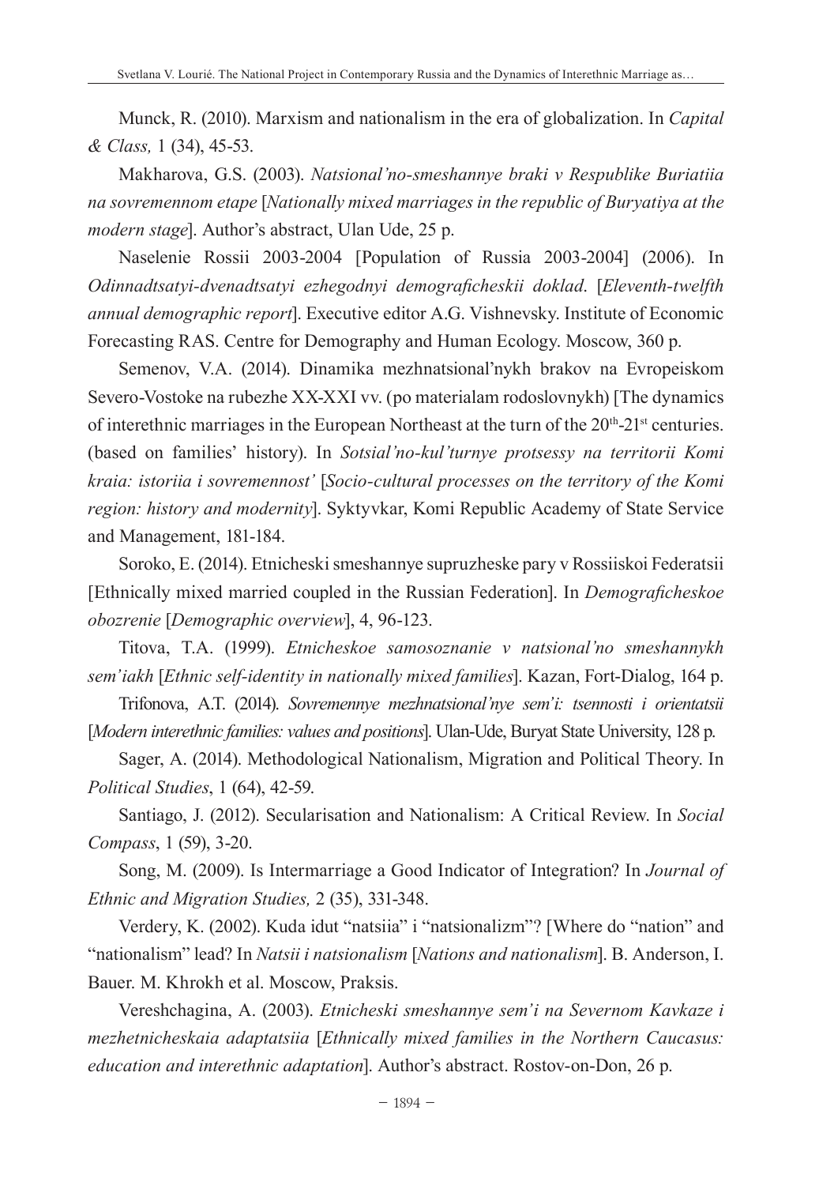Munck, R. (2010). Marxism and nationalism in the era of globalization. In *Capital & Class,* 1 (34), 45-53.

Makharova, G.S. (2003). *Natsional'no-smeshannye braki v Respublike Buriatiia na sovremennom etape* [*Nationally mixed marriages in the republic of Buryatiya at the modern stage*]. Author's abstract, Ulan Ude, 25 p.

Naselenie Rossii 2003-2004 [Population of Russia 2003-2004] (2006). In *Odinnadtsatyi-dvenadtsatyi ezhegodnyi demograficheskii doklad*. [*Eleventh-twelfth annual demographic report*]. Executive editor A.G. Vishnevsky. Institute of Economic Forecasting RAS. Centre for Demography and Human Ecology. Moscow, 360 p.

Semenov, V.A. (2014). Dinamika mezhnatsional'nykh brakov na Evropeiskom Severo-Vostoke na rubezhe XX-XXI vv. (po materialam rodoslovnykh) [The dynamics of interethnic marriages in the European Northeast at the turn of the 20th-21st centuries. (based on families' history). In *Sotsial'no-kul'turnye protsessy na territorii Komi kraia: istoriia i sovremennost'* [*Socio-cultural processes on the territory of the Komi region: history and modernity*]. Syktyvkar, Komi Republic Academy of State Service and Management, 181-184.

Soroko, E. (2014). Etnicheski smeshannye supruzheske pary v Rossiiskoi Federatsii [Ethnically mixed married coupled in the Russian Federation]. In *Demograficheskoe obozrenie* [*Demographic overview*], 4, 96-123.

Titova, T.A. (1999). *Etnicheskoe samosoznanie v natsional'no smeshannykh sem'iakh* [*Ethnic self-identity in nationally mixed families*]. Kazan, Fort-Dialog, 164 p.

Trifonova, A.T. (2014). *Sovremennye mezhnatsional'nye sem'i: tsennosti i orientatsii* [*Modern interethnic families: values and positions*]. Ulan-Ude, Buryat State University, 128 p.

Sager, A. (2014). Methodological Nationalism, Migration and Political Theory. In *Political Studies*, 1 (64), 42-59.

Santiago, J. (2012). Secularisation and Nationalism: A Critical Review. In *Social Compass*, 1 (59), 3-20.

Song, M. (2009). Is Intermarriage a Good Indicator of Integration? In *Journal of Ethnic and Migration Studies,* 2 (35), 331-348.

Verdery, K. (2002). Kuda idut "natsiia" i "natsionalizm"? [Where do "nation" and "nationalism" lead? In *Natsii i natsionalism* [*Nations and nationalism*]. B. Anderson, I. Bauer. M. Khrokh et al. Moscow, Praksis.

Vereshchagina, A. (2003). *Etnicheski smeshannye sem'i na Severnom Kavkaze i mezhetnicheskaia adaptatsiia* [*Ethnically mixed families in the Northern Caucasus: education and interethnic adaptation*]. Author's abstract. Rostov-on-Don, 26 p.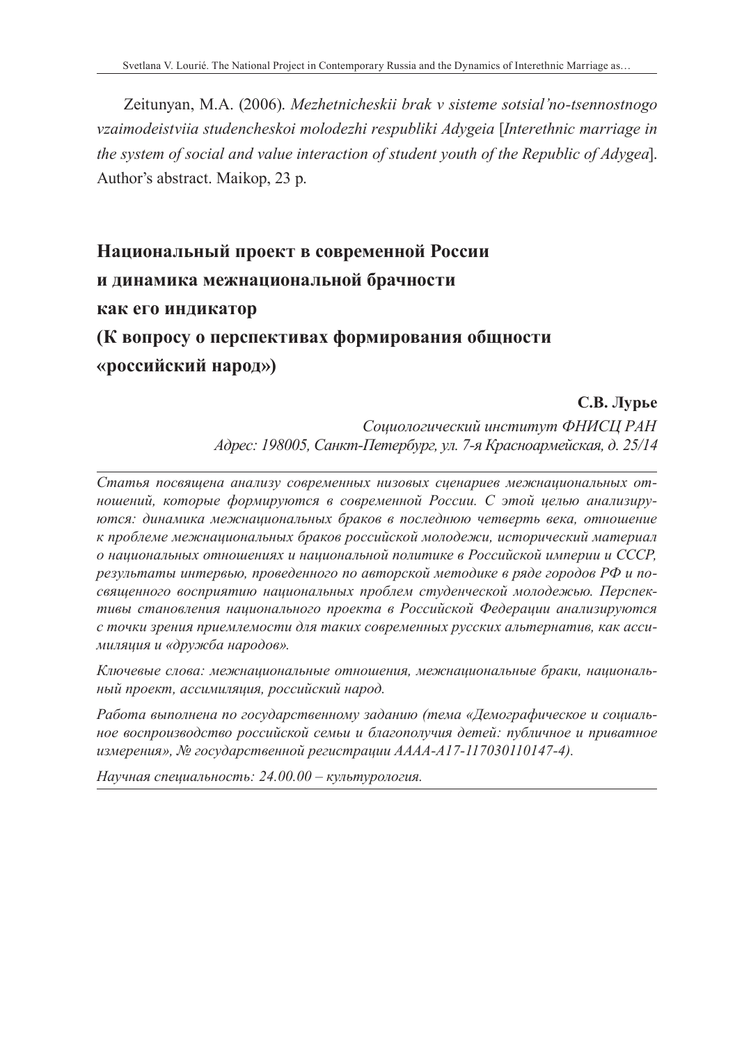Zeitunyan, M.A. (2006). *Mezhetnicheskii brak v sisteme sotsial'no-tsennostnogo vzaimodeistviia studencheskoi molodezhi respubliki Adygeia* [*Interethnic marriage in the system of social and value interaction of student youth of the Republic of Adygea*]. Author's abstract. Maikop, 23 p.

# Национальный проект в современной России и динамика межнациональной брачности как его индикатор (К вопросу о перспективах формирования общности «российский народ»)

**С.В. Лурье**

*Социологический институт ФНИСЦ РАН*
*Адрес: 198005, Санкт-Петербург, ул. 7-я Красноармейская, д. 25/14*

*Статья посвящена анализу современных низовых сценариев межнациональных отношений, которые формируются в современной России. С этой целью анализируются: динамика межнациональных браков в последнюю четверть века, отношение к проблеме межнациональных браков российской молодежи, исторический материал о национальных отношениях и национальной политике в Российской империи и СССР, результаты интервью, проведенного по авторской методике в ряде городов РФ и посвященного восприятию национальных проблем студенческой молодежью. Перспективы становления национального проекта в Российской Федерации анализируются с точки зрения приемлемости для таких современных русских альтернатив, как ассимиляция и «дружба народов».*

*Ключевые слова: межнациональные отношения, межнациональные браки, национальный проект, ассимиляция, российский народ.*

*Работа выполнена по государственному заданию (тема «Демографическое и социальное воспроизводство российской семьи и благополучия детей: публичное и приватное измерения», № государственной регистрации АААА-А17-117030110147-4).*

*Научная специальность: 24.00.00 – культурология.*